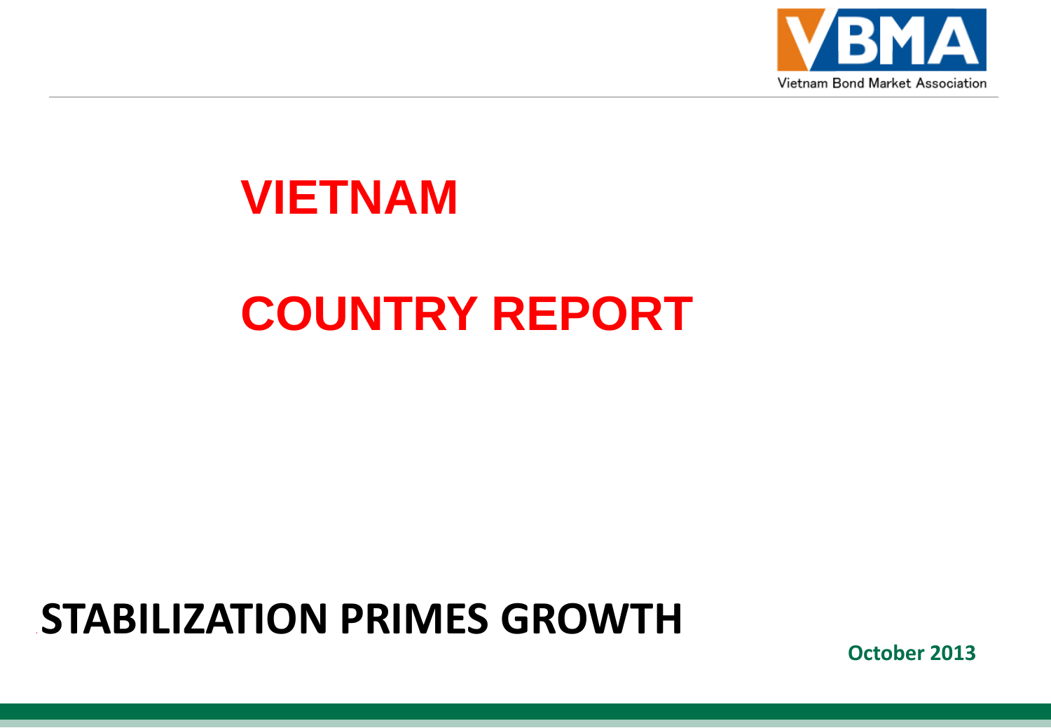# VIETNAM

# COUNTRY REPORT

## STABILIZATION PRIMES GROWTH

**October 2013**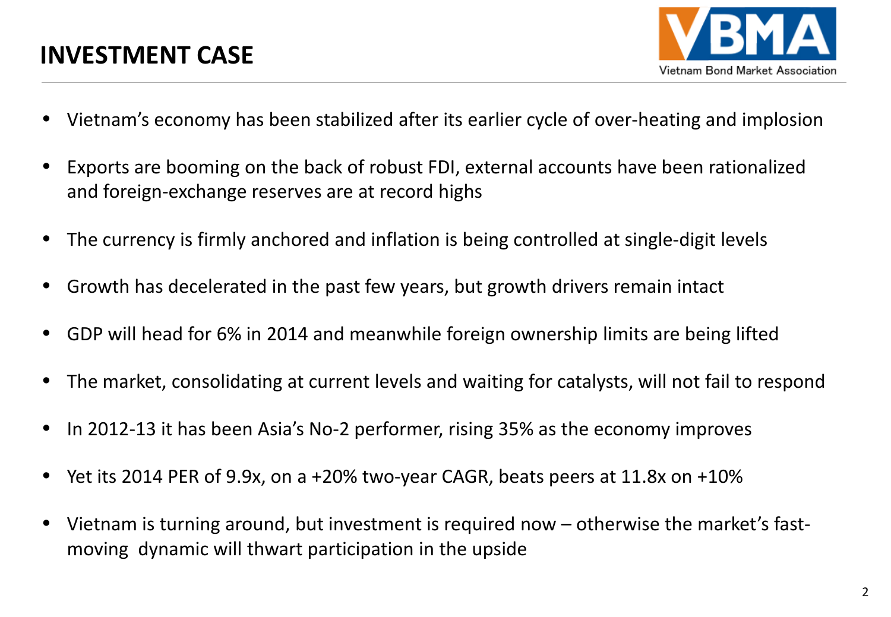# INVESTMENT CASE

- Vietnam's economy has been stabilized after its earlier cycle of over-heating and implosion
- Exports are booming on the back of robust FDI, external accounts have been rationalized and foreign-exchange reserves are at record highs
- The currency is firmly anchored and inflation is being controlled at single-digit levels
- Growth has decelerated in the past few years, but growth drivers remain intact
- GDP will head for 6% in 2014 and meanwhile foreign ownership limits are being lifted
- The market, consolidating at current levels and waiting for catalysts, will not fail to respond
- In 2012-13 it has been Asia's No-2 performer, rising 35% as the economy improves
- Yet its 2014 PER of 9.9x, on a +20% two-year CAGR, beats peers at 11.8x on +10%
- Vietnam is turning around, but investment is required now – otherwise the market's fast-moving dynamic will thwart participation in the upside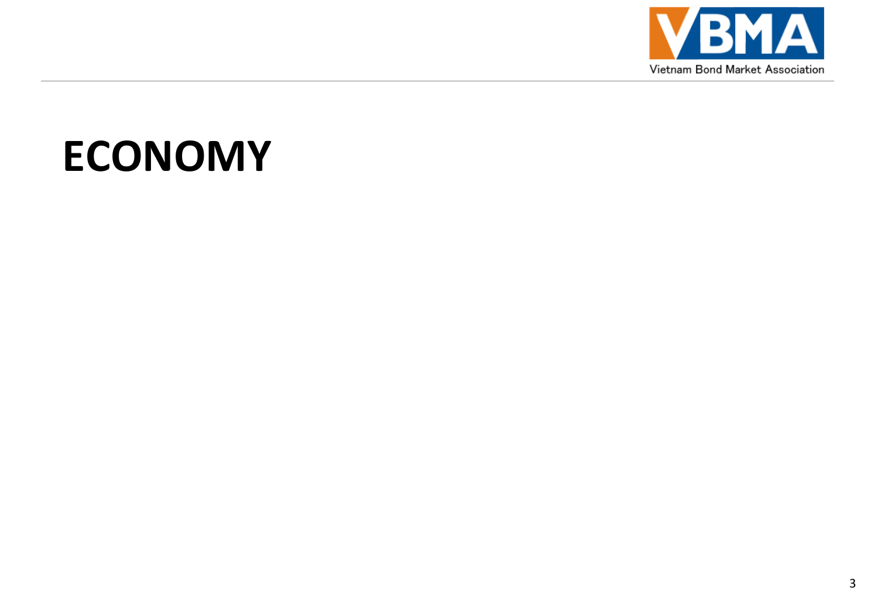# ECONOMY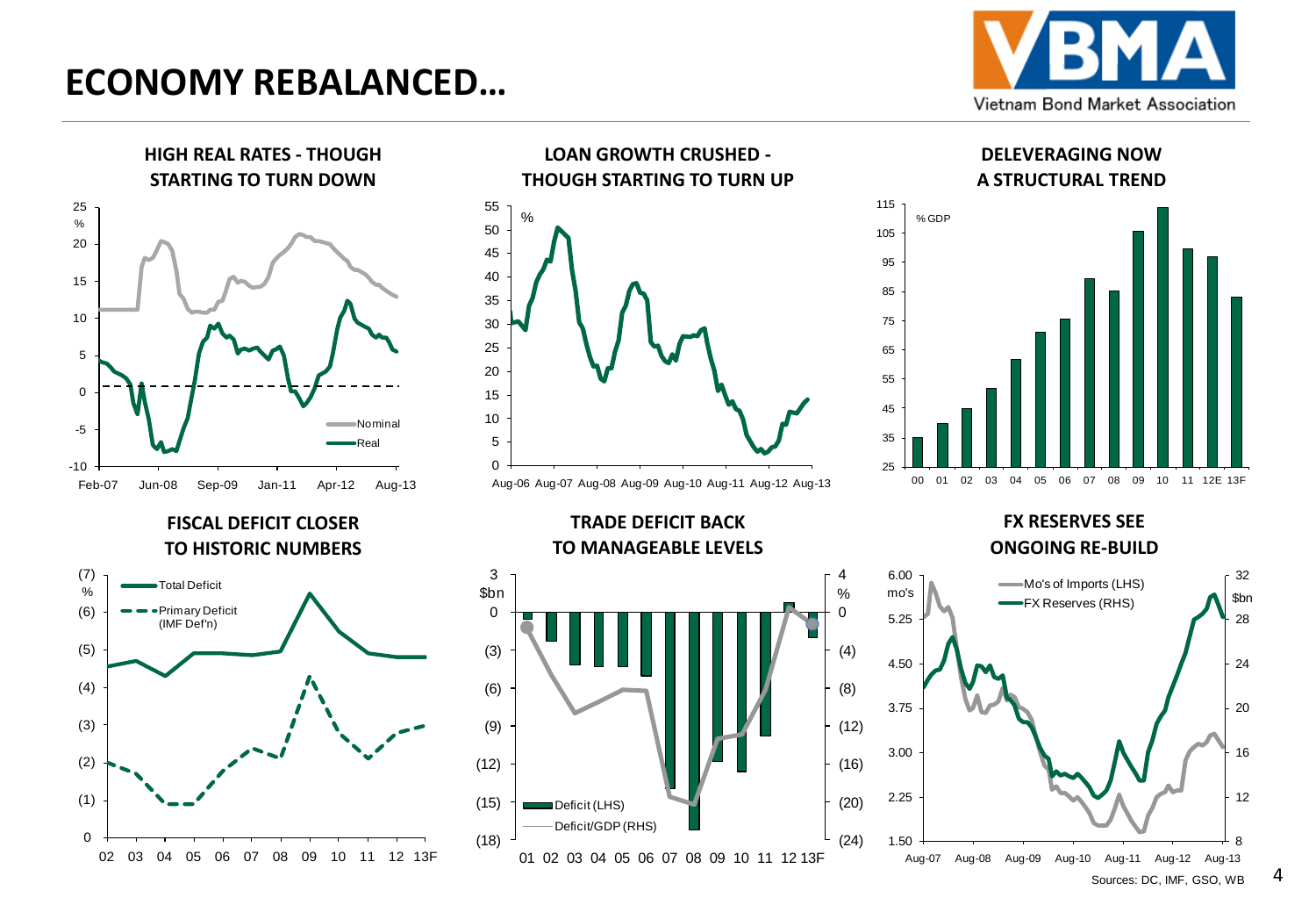# ECONOMY REBALANCED…

### HIGH REAL RATES - THOUGH STARTING TO TURN DOWN

% — Nominal, Real

Feb-07, Jun-08, Sep-09, Jan-11, Apr-12, Aug-13

### LOAN GROWTH CRUSHED - THOUGH STARTING TO TURN UP

%

Aug-06, Aug-07, Aug-08, Aug-09, Aug-10, Aug-11, Aug-12, Aug-13

### DELEVERAGING NOW A STRUCTURAL TREND

% GDP

00, 01, 02, 03, 04, 05, 06, 07, 08, 09, 10, 11, 12E, 13F

### FISCAL DEFICIT CLOSER TO HISTORIC NUMBERS

% — Total Deficit, Primary Deficit (IMF Def'n)

02, 03, 04, 05, 06, 07, 08, 09, 10, 11, 12, 13F

### TRADE DEFICIT BACK TO MANAGEABLE LEVELS

$bn / % — Deficit (LHS), Deficit/GDP (RHS)

01, 02, 03, 04, 05, 06, 07, 08, 09, 10, 11, 12, 13F

### FX RESERVES SEE ONGOING RE-BUILD

mo's / $bn — Mo's of Imports (LHS), FX Reserves (RHS)

Aug-07, Aug-08, Aug-09, Aug-10, Aug-11, Aug-12, Aug-13

Sources: DC, IMF, GSO, WB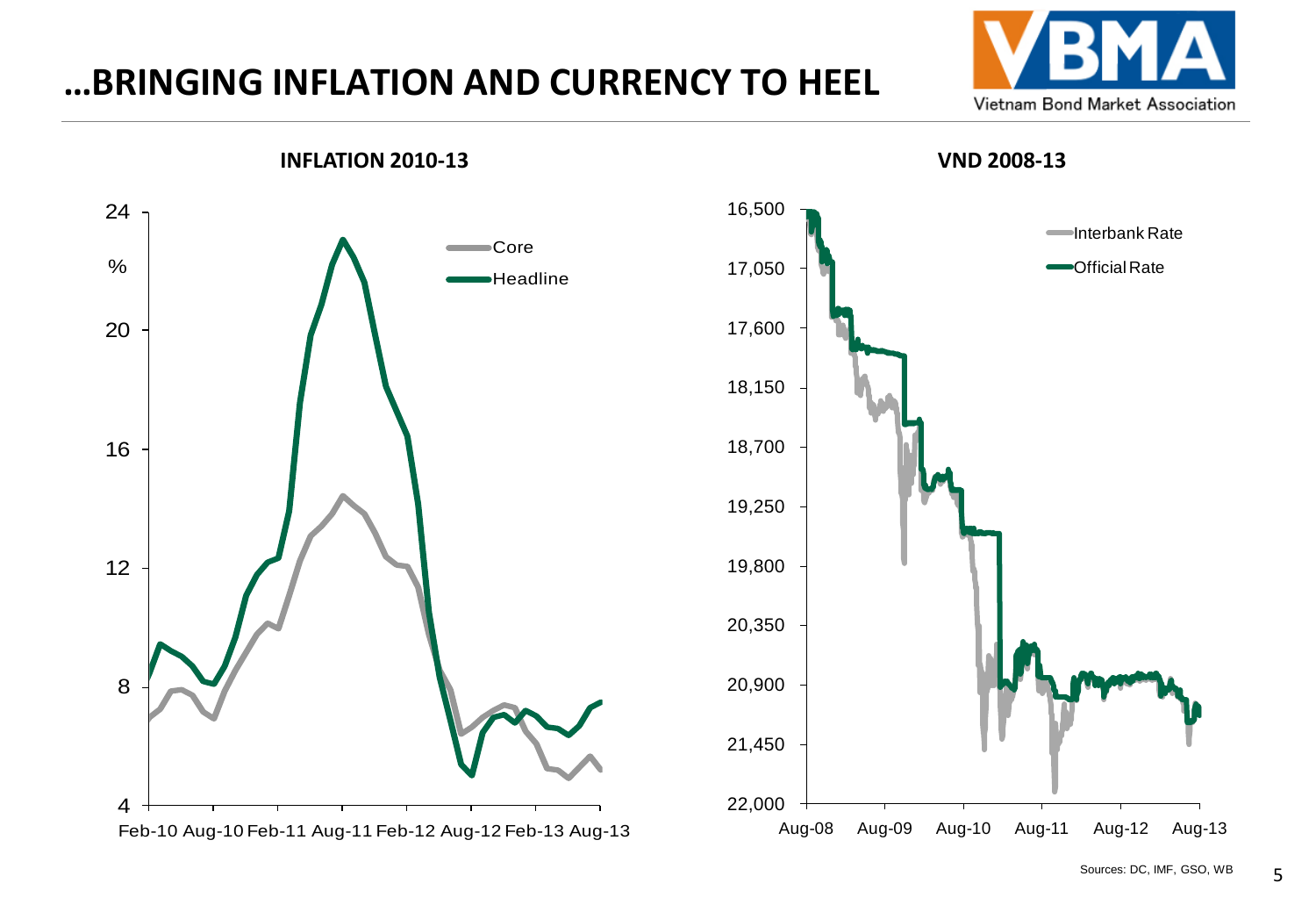# …BRINGING INFLATION AND CURRENCY TO HEEL

**INFLATION 2010-13**

**VND 2008-13**

Sources: DC, IMF, GSO, WB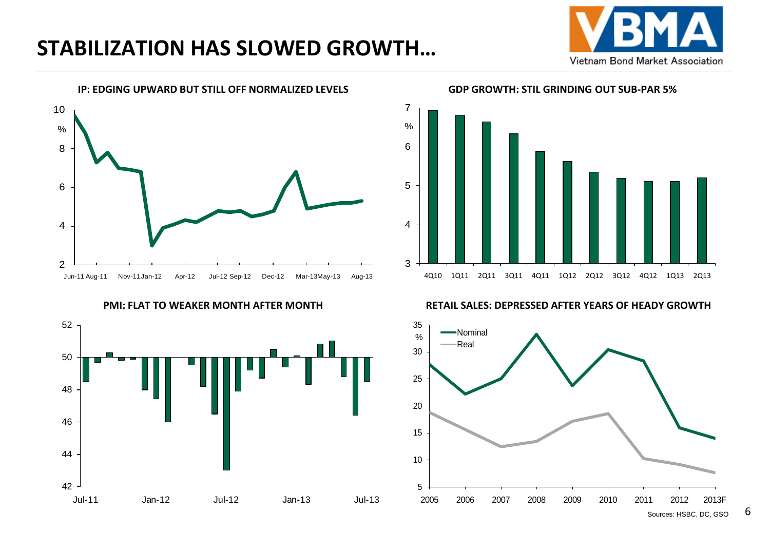# STABILIZATION HAS SLOWED GROWTH…

**IP: EDGING UPWARD BUT STILL OFF NORMALIZED LEVELS**

**GDP GROWTH: STIL GRINDING OUT SUB-PAR 5%**

**PMI: FLAT TO WEAKER MONTH AFTER MONTH**

**RETAIL SALES: DEPRESSED AFTER YEARS OF HEADY GROWTH**

Sources: HSBC, DC, GSO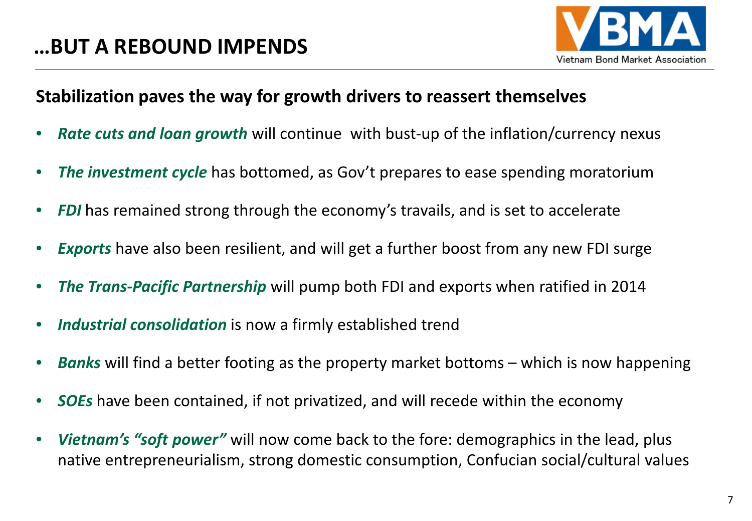# …BUT A REBOUND IMPENDS

**Stabilization paves the way for growth drivers to reassert themselves**

- ***Rate cuts and loan growth*** will continue  with bust-up of the inflation/currency nexus
- ***The investment cycle*** has bottomed, as Gov't prepares to ease spending moratorium
- ***FDI*** has remained strong through the economy's travails, and is set to accelerate
- ***Exports*** have also been resilient, and will get a further boost from any new FDI surge
- ***The Trans-Pacific Partnership*** will pump both FDI and exports when ratified in 2014
- ***Industrial consolidation*** is now a firmly established trend
- ***Banks*** will find a better footing as the property market bottoms – which is now happening
- ***SOEs*** have been contained, if not privatized, and will recede within the economy
- ***Vietnam's "soft power"*** will now come back to the fore: demographics in the lead, plus native entrepreneurialism, strong domestic consumption, Confucian social/cultural values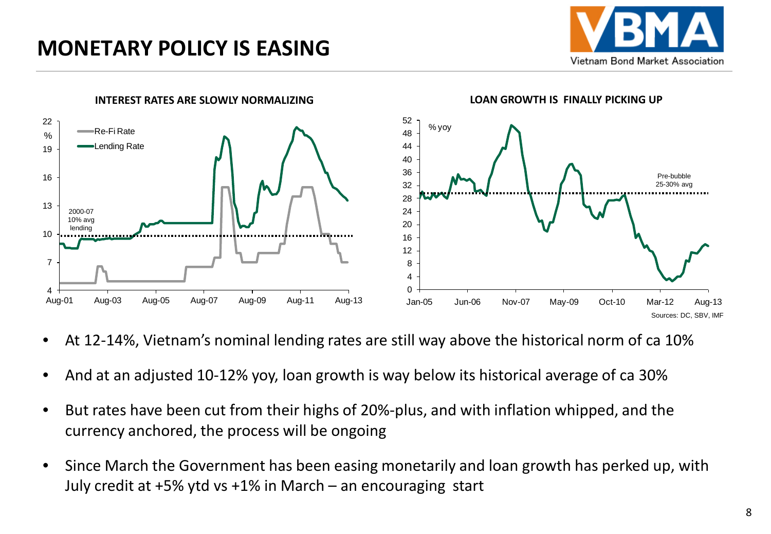# MONETARY POLICY IS EASING

**INTEREST RATES ARE SLOWLY NORMALIZING**

**LOAN GROWTH IS FINALLY PICKING UP**

Sources: DC, SBV, IMF

- At 12-14%, Vietnam's nominal lending rates are still way above the historical norm of ca 10%
- And at an adjusted 10-12% yoy, loan growth is way below its historical average of ca 30%
- But rates have been cut from their highs of 20%-plus, and with inflation whipped, and the currency anchored, the process will be ongoing
- Since March the Government has been easing monetarily and loan growth has perked up, with July credit at +5% ytd vs +1% in March – an encouraging start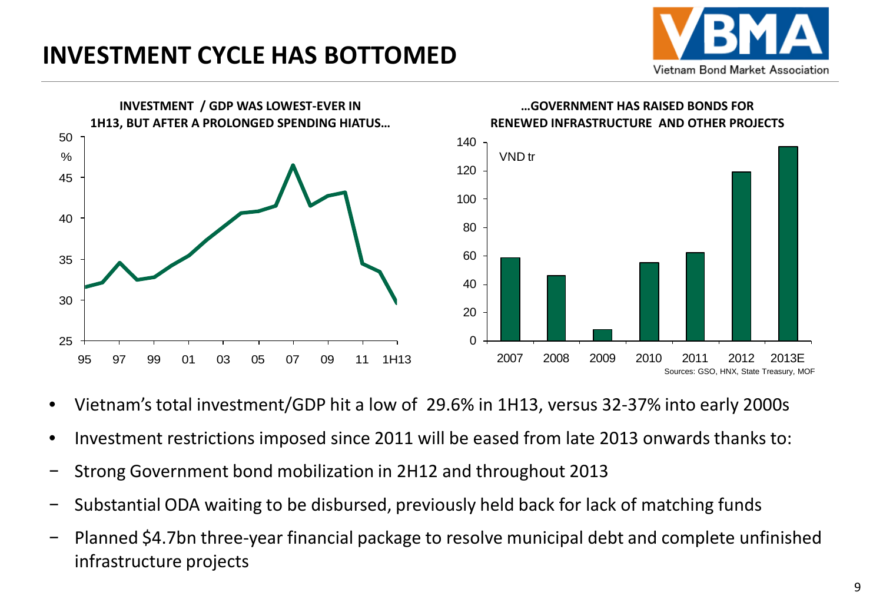# INVESTMENT CYCLE HAS BOTTOMED

**INVESTMENT / GDP WAS LOWEST-EVER IN 1H13, BUT AFTER A PROLONGED SPENDING HIATUS…**

**…GOVERNMENT HAS RAISED BONDS FOR RENEWED INFRASTRUCTURE AND OTHER PROJECTS**

Sources: GSO, HNX, State Treasury, MOF

- Vietnam's total investment/GDP hit a low of 29.6% in 1H13, versus 32-37% into early 2000s
- Investment restrictions imposed since 2011 will be eased from late 2013 onwards thanks to:
  - Strong Government bond mobilization in 2H12 and throughout 2013
  - Substantial ODA waiting to be disbursed, previously held back for lack of matching funds
  - Planned $4.7bn three-year financial package to resolve municipal debt and complete unfinished infrastructure projects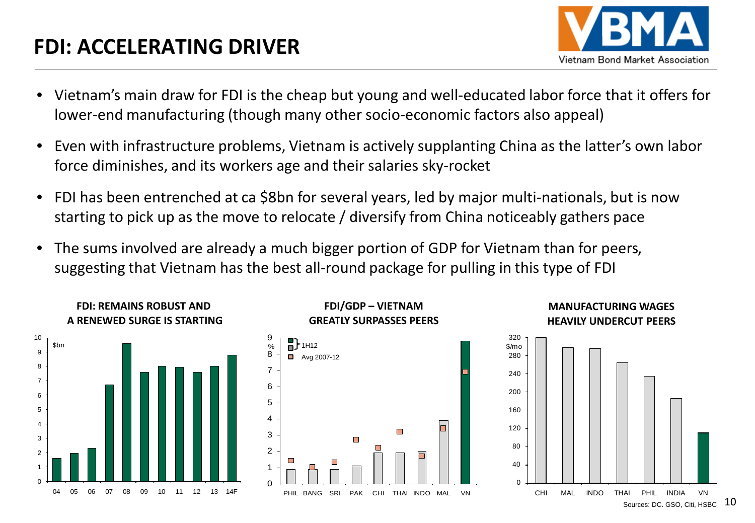# FDI: ACCELERATING DRIVER

- Vietnam's main draw for FDI is the cheap but young and well-educated labor force that it offers for lower-end manufacturing (though many other socio-economic factors also appeal)
- Even with infrastructure problems, Vietnam is actively supplanting China as the latter's own labor force diminishes, and its workers age and their salaries sky-rocket
- FDI has been entrenched at ca $8bn for several years, led by major multi-nationals, but is now starting to pick up as the move to relocate / diversify from China noticeably gathers pace
- The sums involved are already a much bigger portion of GDP for Vietnam than for peers, suggesting that Vietnam has the best all-round package for pulling in this type of FDI

**FDI: REMAINS ROBUST AND A RENEWED SURGE IS STARTING**

**FDI/GDP – VIETNAM GREATLY SURPASSES PEERS**

**MANUFACTURING WAGES HEAVILY UNDERCUT PEERS**

Sources: DC. GSO, Citi, HSBC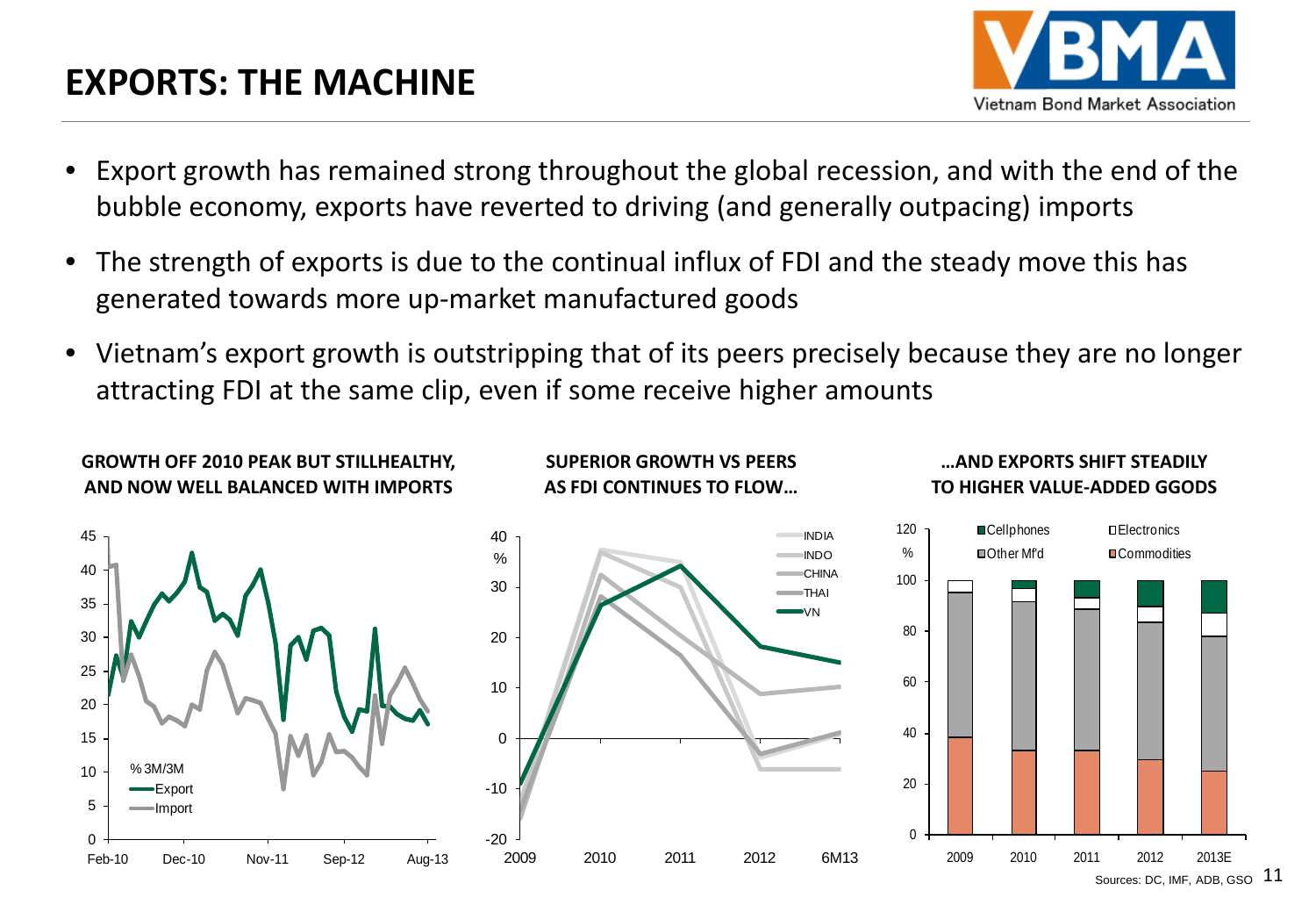# EXPORTS: THE MACHINE

- Export growth has remained strong throughout the global recession, and with the end of the bubble economy, exports have reverted to driving (and generally outpacing) imports
- The strength of exports is due to the continual influx of FDI and the steady move this has generated towards more up-market manufactured goods
- Vietnam's export growth is outstripping that of its peers precisely because they are no longer attracting FDI at the same clip, even if some receive higher amounts

**GROWTH OFF 2010 PEAK BUT STILLHEALTHY, AND NOW WELL BALANCED WITH IMPORTS**

**SUPERIOR GROWTH VS PEERS AS FDI CONTINUES TO FLOW…**

**…AND EXPORTS SHIFT STEADILY TO HIGHER VALUE-ADDED GGODS**

Sources: DC, IMF, ADB, GSO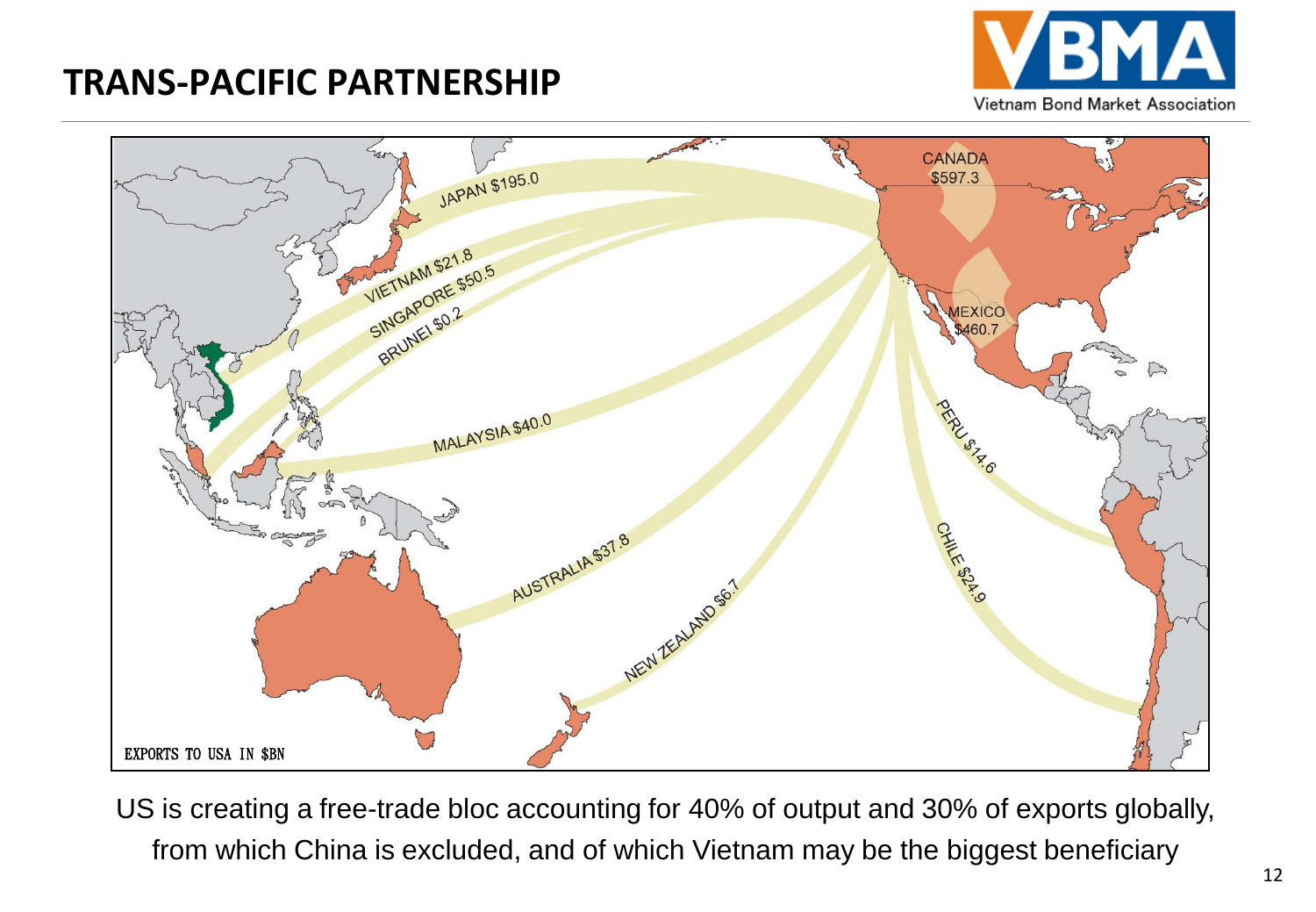# TRANS-PACIFIC PARTNERSHIP

EXPORTS TO USA IN $BN

| Country | Exports to USA ($bn) |
| --- | --- |
| CANADA | $597.3 |
| MEXICO | $460.7 |
| JAPAN | $195.0 |
| SINGAPORE | $50.5 |
| MALAYSIA | $40.0 |
| AUSTRALIA | $37.8 |
| CHILE | $24.9 |
| VIETNAM | $21.8 |
| PERU | $14.6 |
| NEW ZEALAND | $6.7 |
| BRUNEI | $0.2 |

US is creating a free-trade bloc accounting for 40% of output and 30% of exports globally, from which China is excluded, and of which Vietnam may be the biggest beneficiary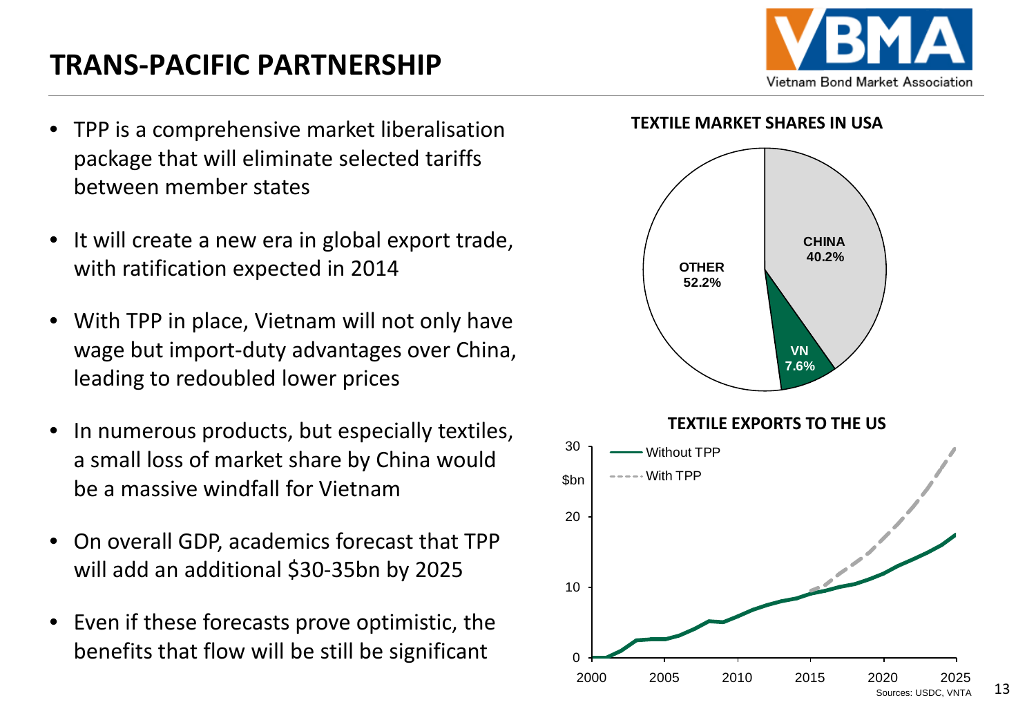# TRANS-PACIFIC PARTNERSHIP

- TPP is a comprehensive market liberalisation package that will eliminate selected tariffs between member states
- It will create a new era in global export trade, with ratification expected in 2014
- With TPP in place, Vietnam will not only have wage but import-duty advantages over China, leading to redoubled lower prices
- In numerous products, but especially textiles, a small loss of market share by China would be a massive windfall for Vietnam
- On overall GDP, academics forecast that TPP will add an additional $30-35bn by 2025
- Even if these forecasts prove optimistic, the benefits that flow will be still be significant

**TEXTILE MARKET SHARES IN USA**

| Country | Share |
|---|---|
| CHINA | 40.2% |
| VN | 7.6% |
| OTHER | 52.2% |

**TEXTILE EXPORTS TO THE US**

$bn, 2000–2025: Without TPP; With TPP

Sources: USDC, VNTA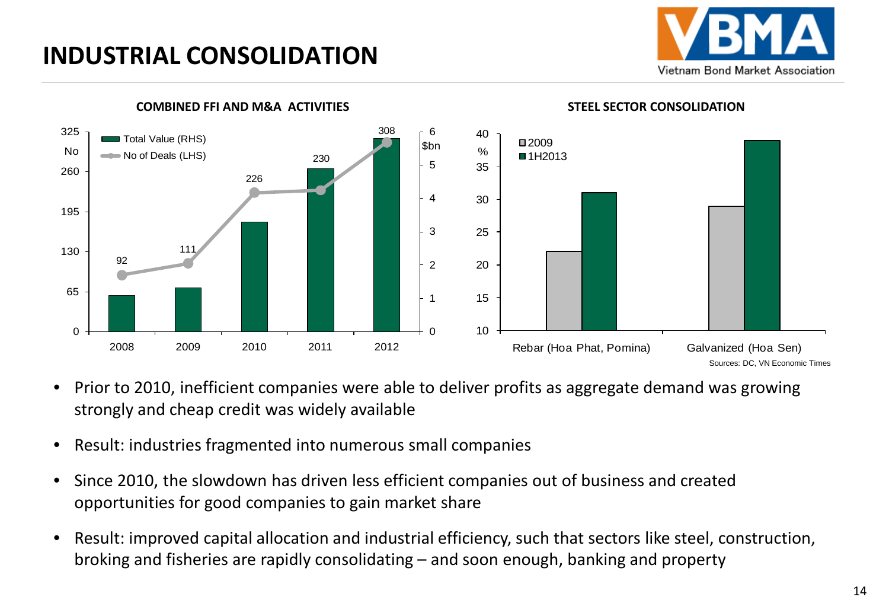# INDUSTRIAL CONSOLIDATION

**COMBINED FFI AND M&A ACTIVITIES**

| Year | No of Deals (LHS) |
|---|---|
| 2008 | 92 |
| 2009 | 111 |
| 2010 | 226 |
| 2011 | 230 |
| 2012 | 308 |

**STEEL SECTOR CONSOLIDATION**

Sources: DC, VN Economic Times

- Prior to 2010, inefficient companies were able to deliver profits as aggregate demand was growing strongly and cheap credit was widely available
- Result: industries fragmented into numerous small companies
- Since 2010, the slowdown has driven less efficient companies out of business and created opportunities for good companies to gain market share
- Result: improved capital allocation and industrial efficiency, such that sectors like steel, construction, broking and fisheries are rapidly consolidating – and soon enough, banking and property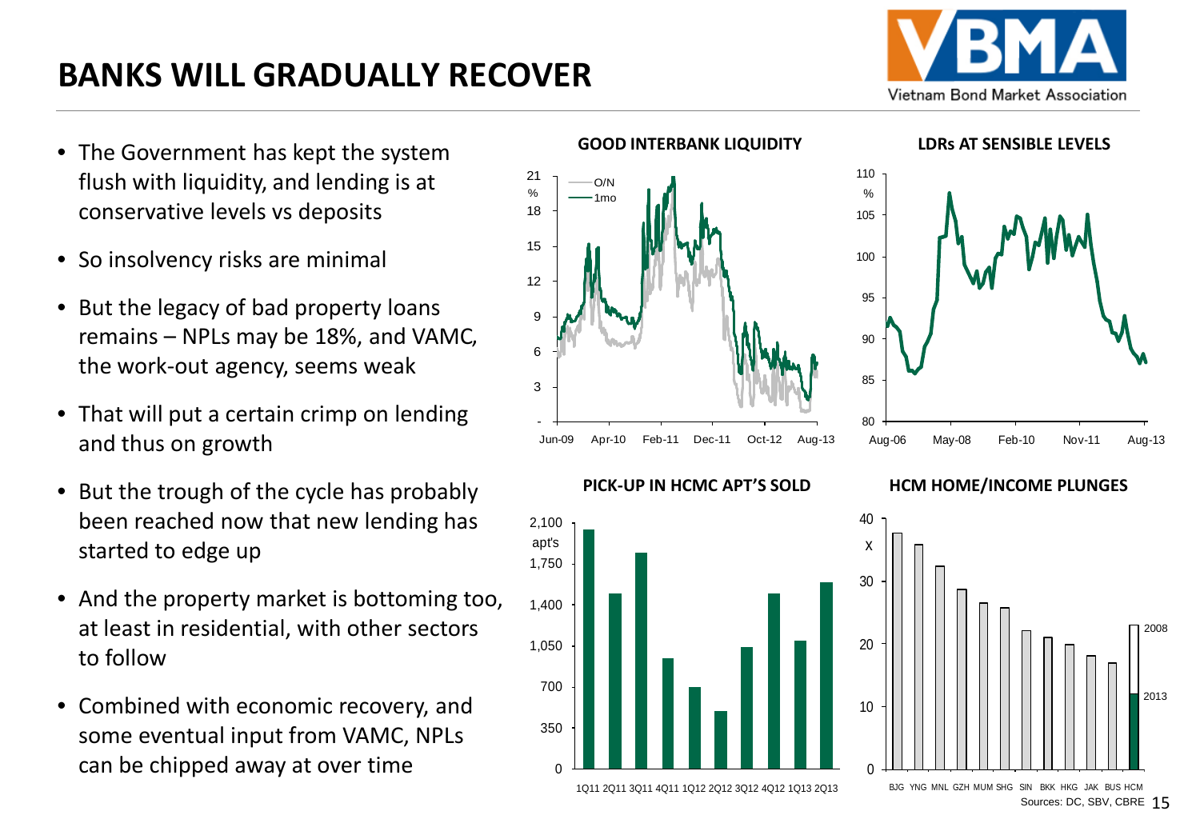# BANKS WILL GRADUALLY RECOVER

- The Government has kept the system flush with liquidity, and lending is at conservative levels vs deposits
- So insolvency risks are minimal
- But the legacy of bad property loans remains – NPLs may be 18%, and VAMC, the work-out agency, seems weak
- That will put a certain crimp on lending and thus on growth
- But the trough of the cycle has probably been reached now that new lending has started to edge up
- And the property market is bottoming too, at least in residential, with other sectors to follow
- Combined with economic recovery, and some eventual input from VAMC, NPLs can be chipped away at over time

**GOOD INTERBANK LIQUIDITY**

**LDRs AT SENSIBLE LEVELS**

**PICK-UP IN HCMC APT'S SOLD**

**HCM HOME/INCOME PLUNGES**

Sources: DC, SBV, CBRE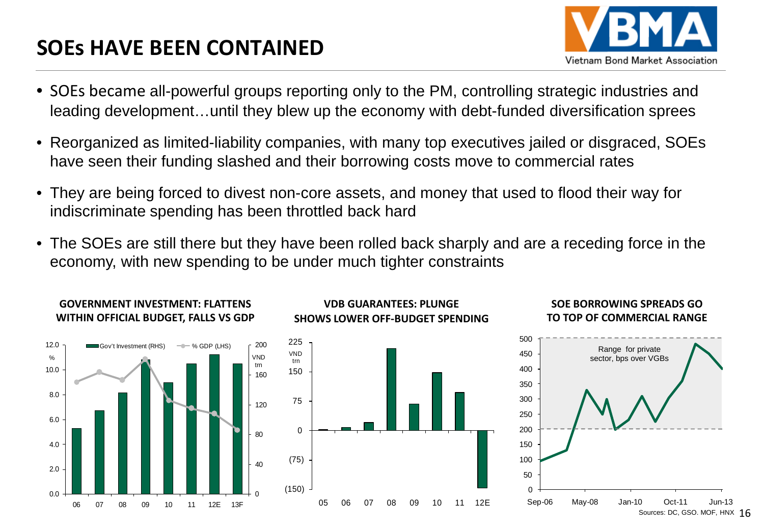# SOEs HAVE BEEN CONTAINED

- SOEs became all-powerful groups reporting only to the PM, controlling strategic industries and leading development…until they blew up the economy with debt-funded diversification sprees
- Reorganized as limited-liability companies, with many top executives jailed or disgraced, SOEs have seen their funding slashed and their borrowing costs move to commercial rates
- They are being forced to divest non-core assets, and money that used to flood their way for indiscriminate spending has been throttled back hard
- The SOEs are still there but they have been rolled back sharply and are a receding force in the economy, with new spending to be under much tighter constraints

**GOVERNMENT INVESTMENT: FLATTENS WITHIN OFFICIAL BUDGET, FALLS VS GDP**

**VDB GUARANTEES: PLUNGE SHOWS LOWER OFF-BUDGET SPENDING**

**SOE BORROWING SPREADS GO TO TOP OF COMMERCIAL RANGE**

Sources: DC, GSO. MOF, HNX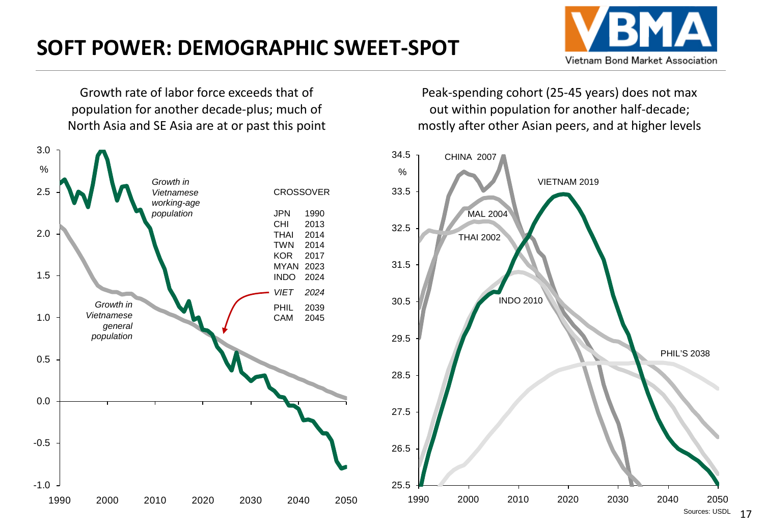# SOFT POWER: DEMOGRAPHIC SWEET-SPOT

Growth rate of labor force exceeds that of population for another decade-plus; much of North Asia and SE Asia are at or past this point

*Growth in Vietnamese working-age population*

*Growth in Vietnamese general population*

CROSSOVER

| | |
|---|---|
| JPN | 1990 |
| CHI | 2013 |
| THAI | 2014 |
| TWN | 2014 |
| KOR | 2017 |
| MYAN | 2023 |
| INDO | 2024 |
| *VIET* | *2024* |
| PHIL | 2039 |
| CAM | 2045 |

Peak-spending cohort (25-45 years) does not max out within population for another half-decade; mostly after other Asian peers, and at higher levels

CHINA 2007, VIETNAM 2019, MAL 2004, THAI 2002, INDO 2010, PHIL'S 2038

Sources: USDL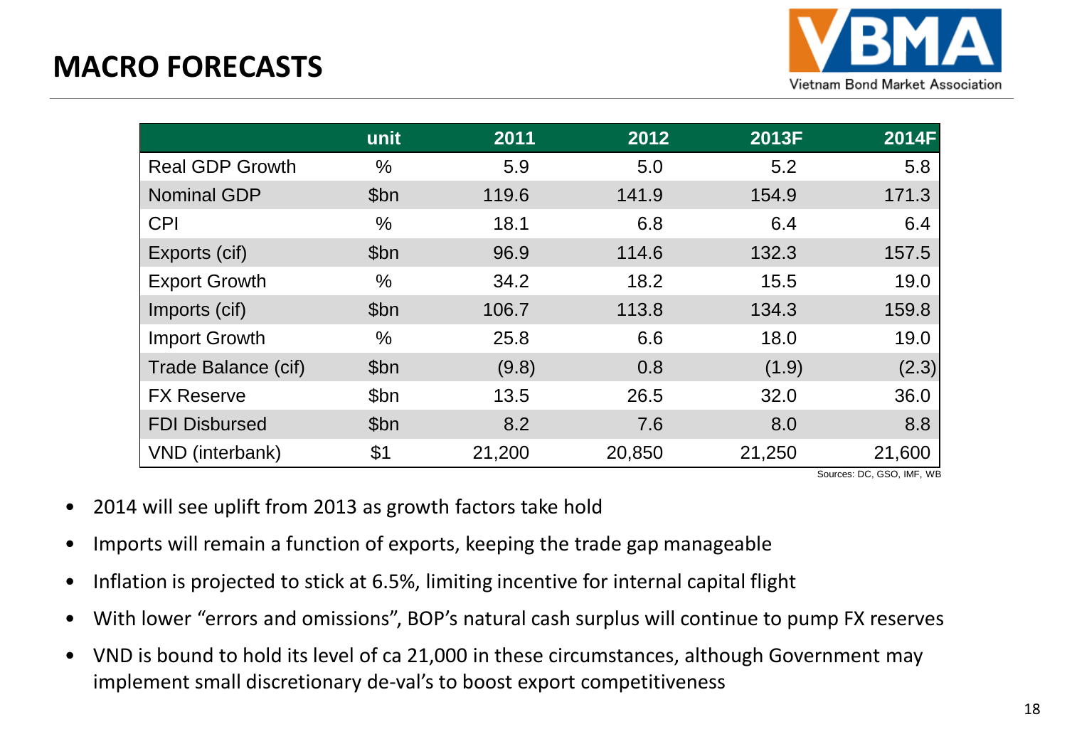# MACRO FORECASTS

| | unit | 2011 | 2012 | 2013F | 2014F |
|---|---|---|---|---|---|
| Real GDP Growth | % | 5.9 | 5.0 | 5.2 | 5.8 |
| Nominal GDP | $bn | 119.6 | 141.9 | 154.9 | 171.3 |
| CPI | % | 18.1 | 6.8 | 6.4 | 6.4 |
| Exports (cif) | $bn | 96.9 | 114.6 | 132.3 | 157.5 |
| Export Growth | % | 34.2 | 18.2 | 15.5 | 19.0 |
| Imports (cif) | $bn | 106.7 | 113.8 | 134.3 | 159.8 |
| Import Growth | % | 25.8 | 6.6 | 18.0 | 19.0 |
| Trade Balance (cif) | $bn | (9.8) | 0.8 | (1.9) | (2.3) |
| FX Reserve | $bn | 13.5 | 26.5 | 32.0 | 36.0 |
| FDI Disbursed | $bn | 8.2 | 7.6 | 8.0 | 8.8 |
| VND (interbank) | $1 | 21,200 | 20,850 | 21,250 | 21,600 |

Sources: DC, GSO, IMF, WB

- 2014 will see uplift from 2013 as growth factors take hold
- Imports will remain a function of exports, keeping the trade gap manageable
- Inflation is projected to stick at 6.5%, limiting incentive for internal capital flight
- With lower "errors and omissions", BOP's natural cash surplus will continue to pump FX reserves
- VND is bound to hold its level of ca 21,000 in these circumstances, although Government may implement small discretionary de-val's to boost export competitiveness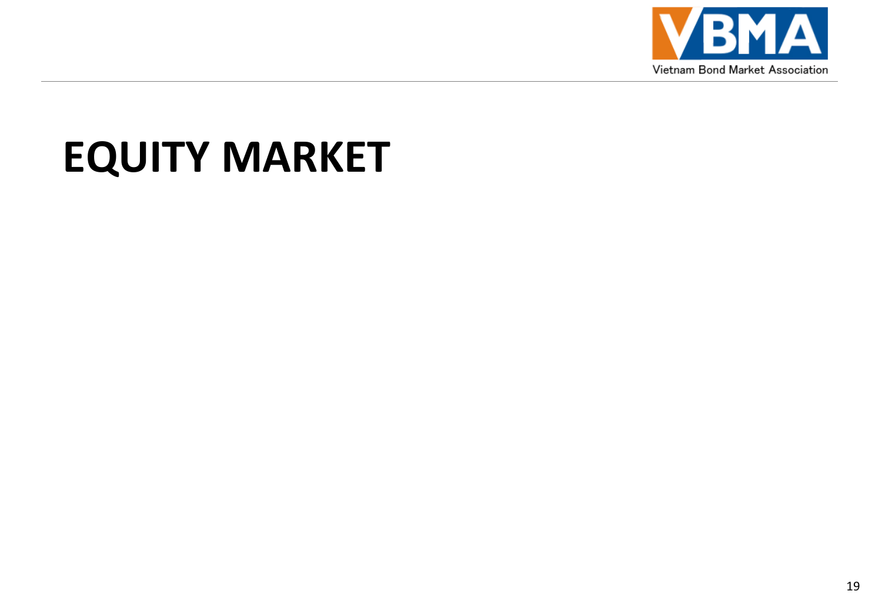# EQUITY MARKET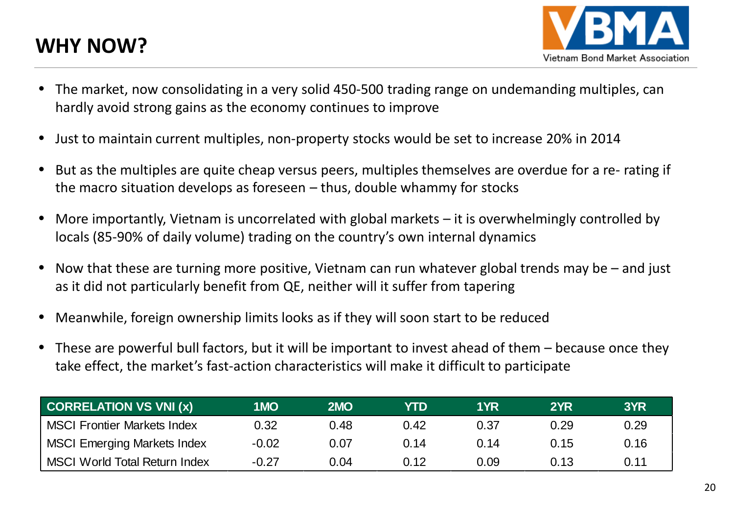# WHY NOW?

- The market, now consolidating in a very solid 450-500 trading range on undemanding multiples, can hardly avoid strong gains as the economy continues to improve
- Just to maintain current multiples, non-property stocks would be set to increase 20% in 2014
- But as the multiples are quite cheap versus peers, multiples themselves are overdue for a re- rating if the macro situation develops as foreseen – thus, double whammy for stocks
- More importantly, Vietnam is uncorrelated with global markets – it is overwhelmingly controlled by locals (85-90% of daily volume) trading on the country's own internal dynamics
- Now that these are turning more positive, Vietnam can run whatever global trends may be – and just as it did not particularly benefit from QE, neither will it suffer from tapering
- Meanwhile, foreign ownership limits looks as if they will soon start to be reduced
- These are powerful bull factors, but it will be important to invest ahead of them – because once they take effect, the market's fast-action characteristics will make it difficult to participate

| CORRELATION VS VNI (x) | 1MO | 2MO | YTD | 1YR | 2YR | 3YR |
|---|---|---|---|---|---|---|
| MSCI Frontier Markets Index | 0.32 | 0.48 | 0.42 | 0.37 | 0.29 | 0.29 |
| MSCI Emerging Markets Index | -0.02 | 0.07 | 0.14 | 0.14 | 0.15 | 0.16 |
| MSCI World Total Return Index | -0.27 | 0.04 | 0.12 | 0.09 | 0.13 | 0.11 |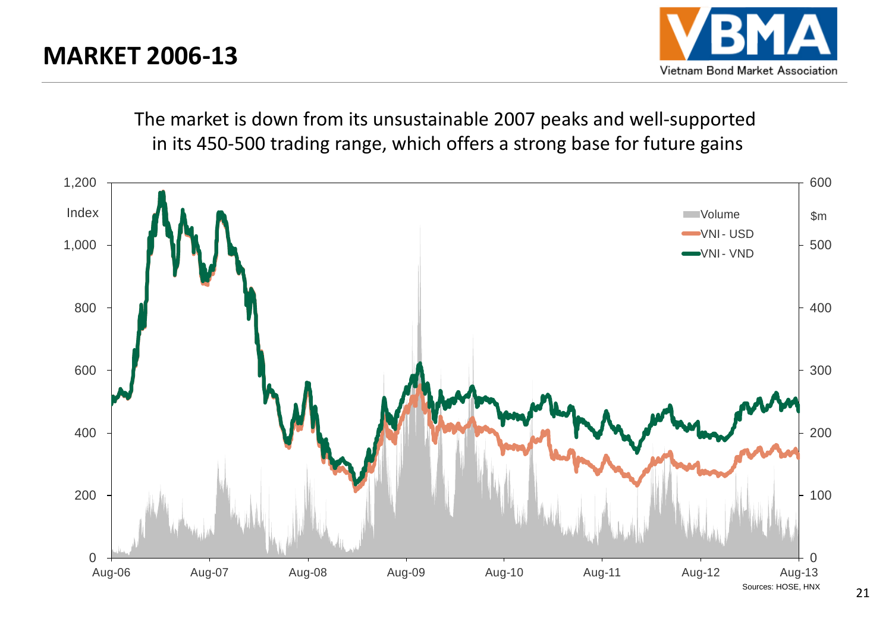# MARKET 2006-13

The market is down from its unsustainable 2007 peaks and well-supported in its 450-500 trading range, which offers a strong base for future gains

Sources: HOSE, HNX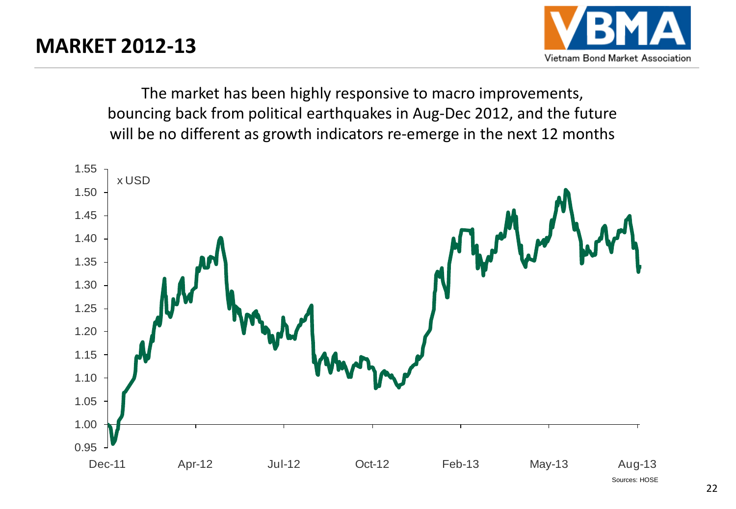# MARKET 2012-13

The market has been highly responsive to macro improvements, bouncing back from political earthquakes in Aug-Dec 2012, and the future will be no different as growth indicators re-emerge in the next 12 months

x USD

Sources: HOSE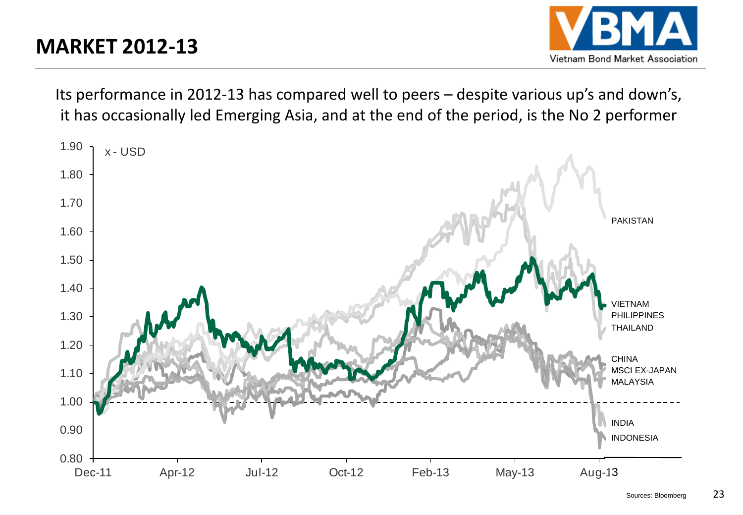# MARKET 2012-13

Its performance in 2012-13 has compared well to peers – despite various up's and down's, it has occasionally led Emerging Asia, and at the end of the period, is the No 2 performer

x - USD

PAKISTAN

VIETNAM

PHILIPPINES

THAILAND

CHINA

MSCI EX-JAPAN

MALAYSIA

INDIA

INDONESIA

Dec-11 | Apr-12 | Jul-12 | Oct-12 | Feb-13 | May-13 | Aug-13

Sources: Bloomberg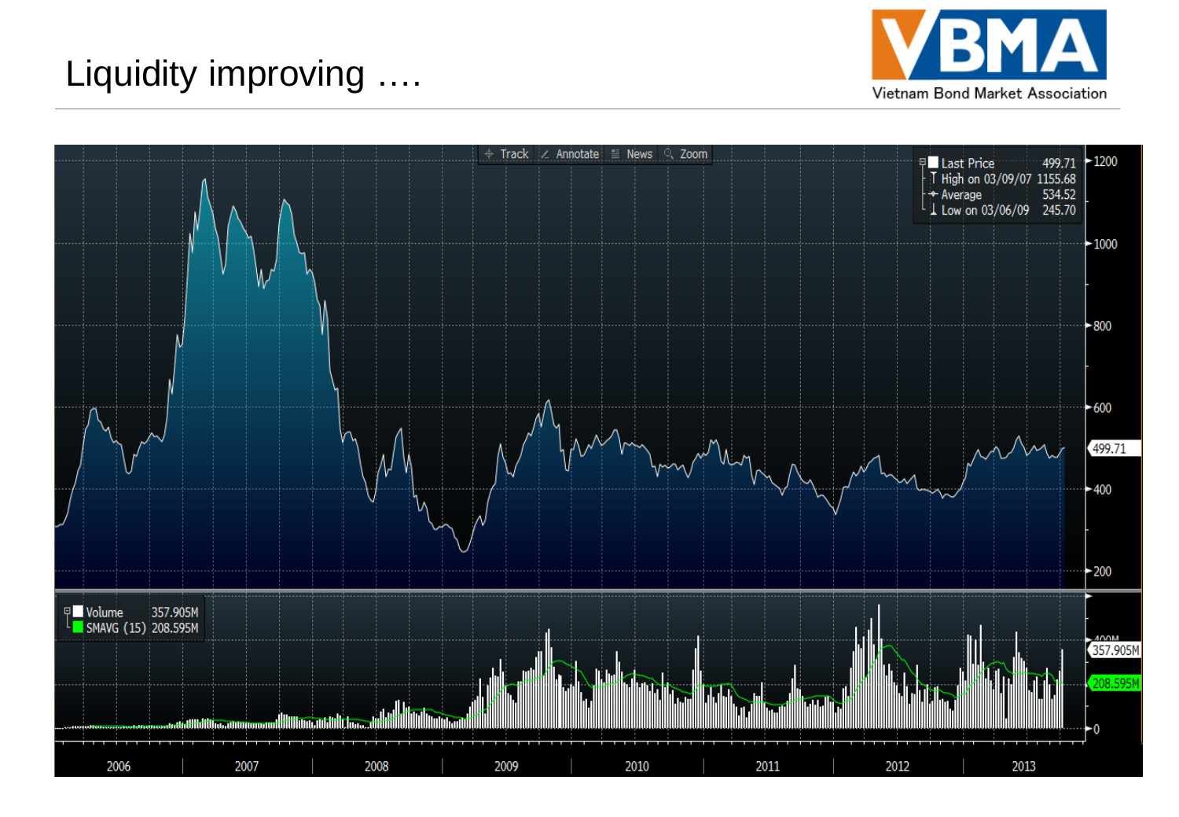# Liquidity improving ….

Last Price 499.71
High on 03/09/07 1155.68
Average 534.52
Low on 03/06/09 245.70

Volume 357.905M
SMAVG (15) 208.595M

2006 2007 2008 2009 2010 2011 2012 2013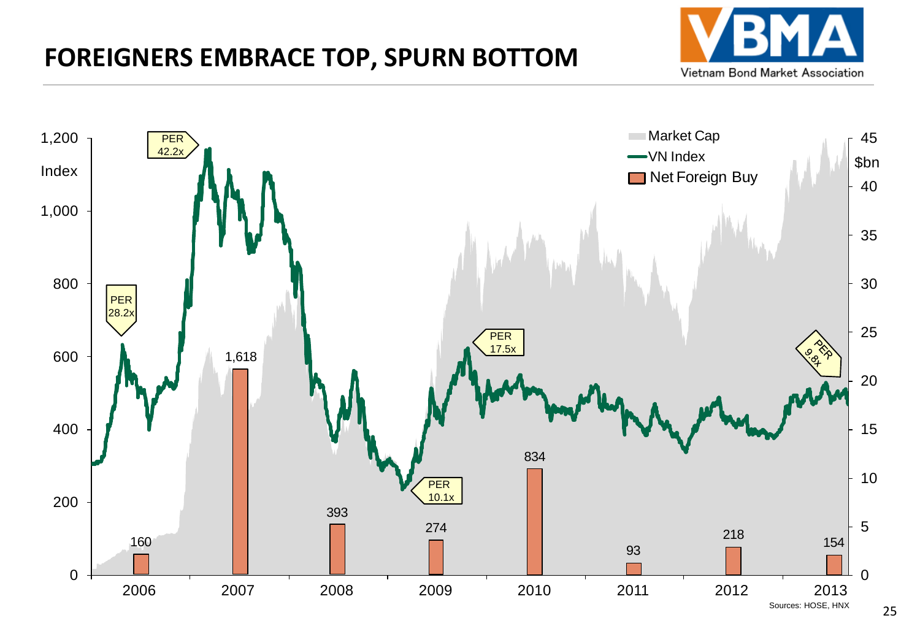# FOREIGNERS EMBRACE TOP, SPURN BOTTOM

Index (left axis): 0 – 1,200 | $bn (right axis): 0 – 45

Legend: Market Cap | VN Index | Net Foreign Buy

PER annotations: PER 28.2x, PER 42.2x, PER 10.1x, PER 17.5x, PER 9.8x

| Year | Net Foreign Buy |
|---|---|
| 2006 | 160 |
| 2007 | 1,618 |
| 2008 | 393 |
| 2009 | 274 |
| 2010 | 834 |
| 2011 | 93 |
| 2012 | 218 |
| 2013 | 154 |

Sources: HOSE, HNX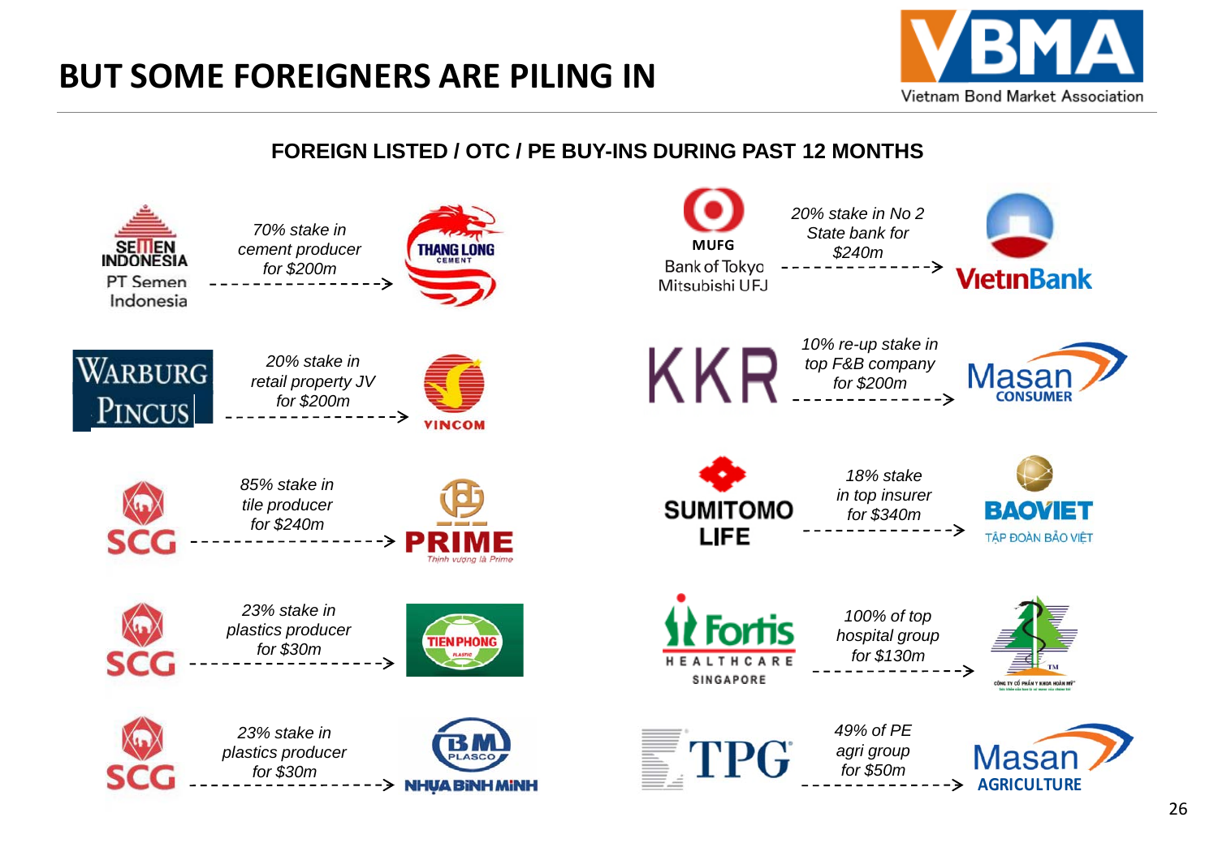# BUT SOME FOREIGNERS ARE PILING IN

## FOREIGN LISTED / OTC / PE BUY-INS DURING PAST 12 MONTHS

| Buyer | Deal | Target |
| --- | --- | --- |
| PT Semen Indonesia | *70% stake in cement producer for $200m* | Thang Long Cement |
| Warburg Pincus | *20% stake in retail property JV for $200m* | Vincom |
| SCG | *85% stake in tile producer for $240m* | Prime |
| SCG | *23% stake in plastics producer for $30m* | Tien Phong Plastic |
| SCG | *23% stake in plastics producer for $30m* | Nhựa Bình Minh |
| MUFG Bank of Tokyo Mitsubishi UFJ | *20% stake in No 2 State bank for $240m* | VietinBank |
| KKR | *10% re-up stake in top F&B company for $200m* | Masan Consumer |
| Sumitomo Life | *18% stake in top insurer for $340m* | Baoviet – Tập Đoàn Bảo Việt |
| Fortis Healthcare Singapore | *100% of top hospital group for $130m* | Công ty Cổ phần Y khoa Hoàn Mỹ |
| TPG | *49% of PE agri group for $50m* | Masan Agriculture |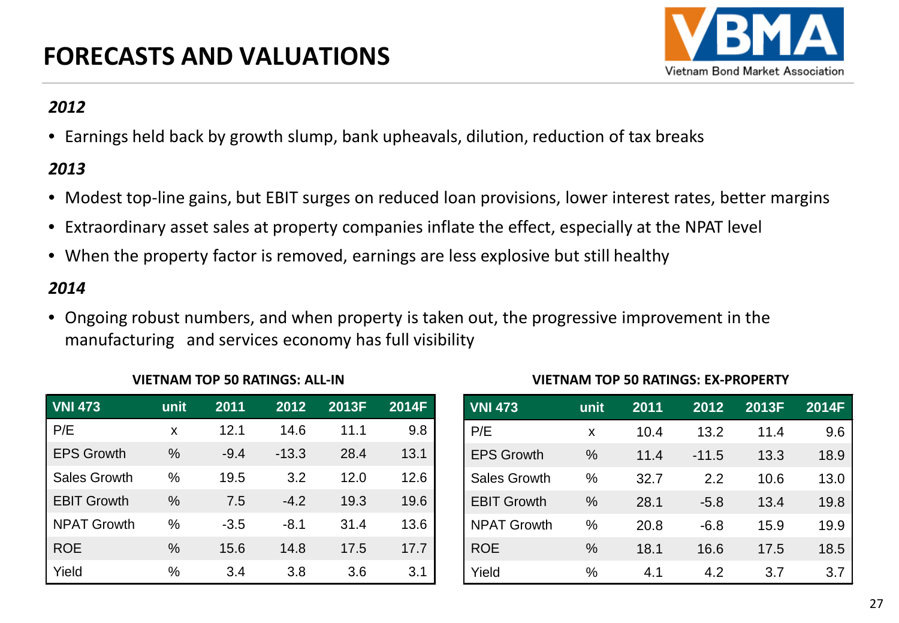# FORECASTS AND VALUATIONS

***2012***

- Earnings held back by growth slump, bank upheavals, dilution, reduction of tax breaks

***2013***

- Modest top-line gains, but EBIT surges on reduced loan provisions, lower interest rates, better margins
- Extraordinary asset sales at property companies inflate the effect, especially at the NPAT level
- When the property factor is removed, earnings are less explosive but still healthy

***2014***

- Ongoing robust numbers, and when property is taken out, the progressive improvement in the manufacturing and services economy has full visibility

**VIETNAM TOP 50 RATINGS: ALL-IN**

| VNI 473 | unit | 2011 | 2012 | 2013F | 2014F |
|---|---|---|---|---|---|
| P/E | x | 12.1 | 14.6 | 11.1 | 9.8 |
| EPS Growth | % | -9.4 | -13.3 | 28.4 | 13.1 |
| Sales Growth | % | 19.5 | 3.2 | 12.0 | 12.6 |
| EBIT Growth | % | 7.5 | -4.2 | 19.3 | 19.6 |
| NPAT Growth | % | -3.5 | -8.1 | 31.4 | 13.6 |
| ROE | % | 15.6 | 14.8 | 17.5 | 17.7 |
| Yield | % | 3.4 | 3.8 | 3.6 | 3.1 |

**VIETNAM TOP 50 RATINGS: EX-PROPERTY**

| VNI 473 | unit | 2011 | 2012 | 2013F | 2014F |
|---|---|---|---|---|---|
| P/E | x | 10.4 | 13.2 | 11.4 | 9.6 |
| EPS Growth | % | 11.4 | -11.5 | 13.3 | 18.9 |
| Sales Growth | % | 32.7 | 2.2 | 10.6 | 13.0 |
| EBIT Growth | % | 28.1 | -5.8 | 13.4 | 19.8 |
| NPAT Growth | % | 20.8 | -6.8 | 15.9 | 19.9 |
| ROE | % | 18.1 | 16.6 | 17.5 | 18.5 |
| Yield | % | 4.1 | 4.2 | 3.7 | 3.7 |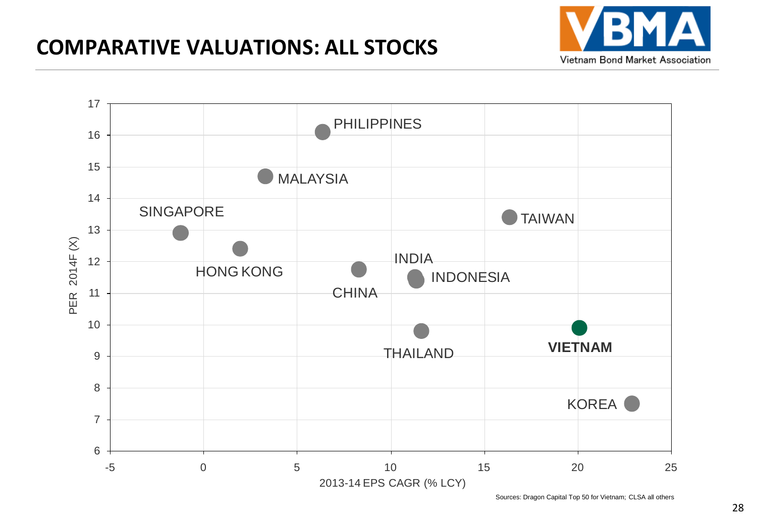# COMPARATIVE VALUATIONS: ALL STOCKS

Vietnam Bond Market Association

PER 2014F (X)

PHILIPPINES

MALAYSIA

SINGAPORE

TAIWAN

HONG KONG

INDIA

INDONESIA

CHINA

THAILAND

**VIETNAM**

KOREA

2013-14 EPS CAGR (% LCY)

Sources: Dragon Capital Top 50 for Vietnam; CLSA all others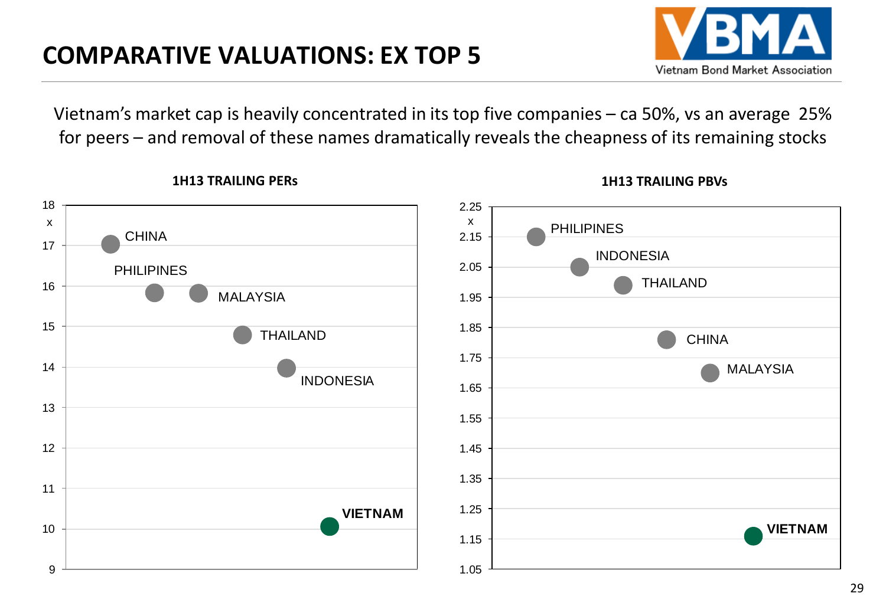# COMPARATIVE VALUATIONS: EX TOP 5

Vietnam's market cap is heavily concentrated in its top five companies – ca 50%, vs an average 25% for peers – and removal of these names dramatically reveals the cheapness of its remaining stocks

**1H13 TRAILING PERs**

| Country | PER (x) |
|---|---|
| CHINA | ~17.0 |
| PHILIPINES | ~15.8 |
| MALAYSIA | ~15.8 |
| THAILAND | ~14.8 |
| INDONESIA | ~14.0 |
| **VIETNAM** | ~10.1 |

**1H13 TRAILING PBVs**

| Country | PBV (x) |
|---|---|
| PHILIPINES | ~2.15 |
| INDONESIA | ~2.05 |
| THAILAND | ~1.99 |
| CHINA | ~1.81 |
| MALAYSIA | ~1.70 |
| **VIETNAM** | ~1.16 |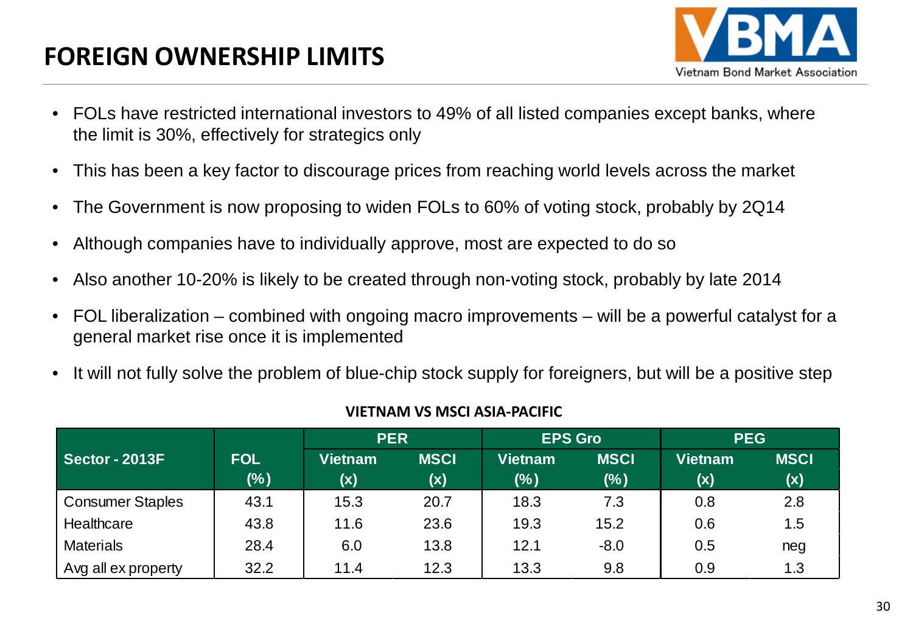# FOREIGN OWNERSHIP LIMITS

- FOLs have restricted international investors to 49% of all listed companies except banks, where the limit is 30%, effectively for strategics only
- This has been a key factor to discourage prices from reaching world levels across the market
- The Government is now proposing to widen FOLs to 60% of voting stock, probably by 2Q14
- Although companies have to individually approve, most are expected to do so
- Also another 10-20% is likely to be created through non-voting stock, probably by late 2014
- FOL liberalization – combined with ongoing macro improvements – will be a powerful catalyst for a general market rise once it is implemented
- It will not fully solve the problem of blue-chip stock supply for foreigners, but will be a positive step

**VIETNAM VS MSCI ASIA-PACIFIC**

| Sector - 2013F | FOL (%) | PER | | EPS Gro | | PEG | |
|---|---|---|---|---|---|---|---|
| | | Vietnam (x) | MSCI (x) | Vietnam (%) | MSCI (%) | Vietnam (x) | MSCI (x) |
| Consumer Staples | 43.1 | 15.3 | 20.7 | 18.3 | 7.3 | 0.8 | 2.8 |
| Healthcare | 43.8 | 11.6 | 23.6 | 19.3 | 15.2 | 0.6 | 1.5 |
| Materials | 28.4 | 6.0 | 13.8 | 12.1 | -8.0 | 0.5 | neg |
| Avg all ex property | 32.2 | 11.4 | 12.3 | 13.3 | 9.8 | 0.9 | 1.3 |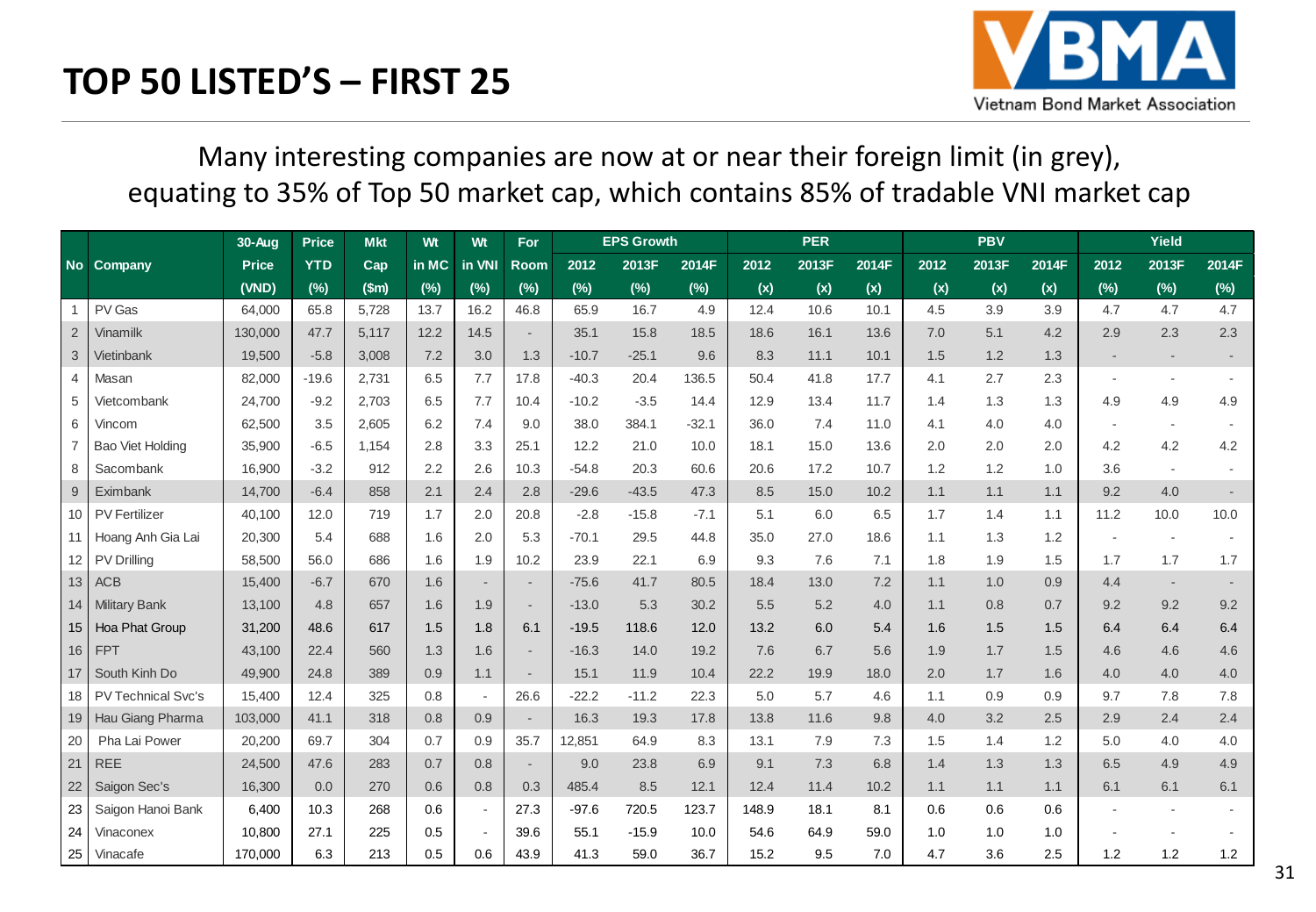# TOP 50 LISTED'S – FIRST 25

Vietnam Bond Market Association

Many interesting companies are now at or near their foreign limit (in grey), equating to 35% of Top 50 market cap, which contains 85% of tradable VNI market cap

| No | Company | 30-Aug Price (VND) | Price YTD (%) | Mkt Cap ($m) | Wt in MC (%) | Wt in VNI (%) | For Room (%) | EPS Growth 2012 (%) | EPS Growth 2013F (%) | EPS Growth 2014F (%) | PER 2012 (x) | PER 2013F (x) | PER 2014F (x) | PBV 2012 (x) | PBV 2013F (x) | PBV 2014F (x) | Yield 2012 (%) | Yield 2013F (%) | Yield 2014F (%) |
|---|---|---|---|---|---|---|---|---|---|---|---|---|---|---|---|---|---|---|---|
| 1 | PV Gas | 64,000 | 65.8 | 5,728 | 13.7 | 16.2 | 46.8 | 65.9 | 16.7 | 4.9 | 12.4 | 10.6 | 10.1 | 4.5 | 3.9 | 3.9 | 4.7 | 4.7 | 4.7 |
| 2 | Vinamilk | 130,000 | 47.7 | 5,117 | 12.2 | 14.5 | - | 35.1 | 15.8 | 18.5 | 18.6 | 16.1 | 13.6 | 7.0 | 5.1 | 4.2 | 2.9 | 2.3 | 2.3 |
| 3 | Vietinbank | 19,500 | -5.8 | 3,008 | 7.2 | 3.0 | 1.3 | -10.7 | -25.1 | 9.6 | 8.3 | 11.1 | 10.1 | 1.5 | 1.2 | 1.3 | - | - | - |
| 4 | Masan | 82,000 | -19.6 | 2,731 | 6.5 | 7.7 | 17.8 | -40.3 | 20.4 | 136.5 | 50.4 | 41.8 | 17.7 | 4.1 | 2.7 | 2.3 | - | - | - |
| 5 | Vietcombank | 24,700 | -9.2 | 2,703 | 6.5 | 7.7 | 10.4 | -10.2 | -3.5 | 14.4 | 12.9 | 13.4 | 11.7 | 1.4 | 1.3 | 1.3 | 4.9 | 4.9 | 4.9 |
| 6 | Vincom | 62,500 | 3.5 | 2,605 | 6.2 | 7.4 | 9.0 | 38.0 | 384.1 | -32.1 | 36.0 | 7.4 | 11.0 | 4.1 | 4.0 | 4.0 | - | - | - |
| 7 | Bao Viet Holding | 35,900 | -6.5 | 1,154 | 2.8 | 3.3 | 25.1 | 12.2 | 21.0 | 10.0 | 18.1 | 15.0 | 13.6 | 2.0 | 2.0 | 2.0 | 4.2 | 4.2 | 4.2 |
| 8 | Sacombank | 16,900 | -3.2 | 912 | 2.2 | 2.6 | 10.3 | -54.8 | 20.3 | 60.6 | 20.6 | 17.2 | 10.7 | 1.2 | 1.2 | 1.0 | 3.6 | - | - |
| 9 | Eximbank | 14,700 | -6.4 | 858 | 2.1 | 2.4 | 2.8 | -29.6 | -43.5 | 47.3 | 8.5 | 15.0 | 10.2 | 1.1 | 1.1 | 1.1 | 9.2 | 4.0 | - |
| 10 | PV Fertilizer | 40,100 | 12.0 | 719 | 1.7 | 2.0 | 20.8 | -2.8 | -15.8 | -7.1 | 5.1 | 6.0 | 6.5 | 1.7 | 1.4 | 1.1 | 11.2 | 10.0 | 10.0 |
| 11 | Hoang Anh Gia Lai | 20,300 | 5.4 | 688 | 1.6 | 2.0 | 5.3 | -70.1 | 29.5 | 44.8 | 35.0 | 27.0 | 18.6 | 1.1 | 1.3 | 1.2 | - | - | - |
| 12 | PV Drilling | 58,500 | 56.0 | 686 | 1.6 | 1.9 | 10.2 | 23.9 | 22.1 | 6.9 | 9.3 | 7.6 | 7.1 | 1.8 | 1.9 | 1.5 | 1.7 | 1.7 | 1.7 |
| 13 | ACB | 15,400 | -6.7 | 670 | 1.6 | - | - | -75.6 | 41.7 | 80.5 | 18.4 | 13.0 | 7.2 | 1.1 | 1.0 | 0.9 | 4.4 | - | - |
| 14 | Military Bank | 13,100 | 4.8 | 657 | 1.6 | 1.9 | - | -13.0 | 5.3 | 30.2 | 5.5 | 5.2 | 4.0 | 1.1 | 0.8 | 0.7 | 9.2 | 9.2 | 9.2 |
| 15 | Hoa Phat Group | 31,200 | 48.6 | 617 | 1.5 | 1.8 | 6.1 | -19.5 | 118.6 | 12.0 | 13.2 | 6.0 | 5.4 | 1.6 | 1.5 | 1.5 | 6.4 | 6.4 | 6.4 |
| 16 | FPT | 43,100 | 22.4 | 560 | 1.3 | 1.6 | - | -16.3 | 14.0 | 19.2 | 7.6 | 6.7 | 5.6 | 1.9 | 1.7 | 1.5 | 4.6 | 4.6 | 4.6 |
| 17 | South Kinh Do | 49,900 | 24.8 | 389 | 0.9 | 1.1 | - | 15.1 | 11.9 | 10.4 | 22.2 | 19.9 | 18.0 | 2.0 | 1.7 | 1.6 | 4.0 | 4.0 | 4.0 |
| 18 | PV Technical Svc's | 15,400 | 12.4 | 325 | 0.8 | - | 26.6 | -22.2 | -11.2 | 22.3 | 5.0 | 5.7 | 4.6 | 1.1 | 0.9 | 0.9 | 9.7 | 7.8 | 7.8 |
| 19 | Hau Giang Pharma | 103,000 | 41.1 | 318 | 0.8 | 0.9 | - | 16.3 | 19.3 | 17.8 | 13.8 | 11.6 | 9.8 | 4.0 | 3.2 | 2.5 | 2.9 | 2.4 | 2.4 |
| 20 | Pha Lai Power | 20,200 | 69.7 | 304 | 0.7 | 0.9 | 35.7 | 12,851 | 64.9 | 8.3 | 13.1 | 7.9 | 7.3 | 1.5 | 1.4 | 1.2 | 5.0 | 4.0 | 4.0 |
| 21 | REE | 24,500 | 47.6 | 283 | 0.7 | 0.8 | - | 9.0 | 23.8 | 6.9 | 9.1 | 7.3 | 6.8 | 1.4 | 1.3 | 1.3 | 6.5 | 4.9 | 4.9 |
| 22 | Saigon Sec's | 16,300 | 0.0 | 270 | 0.6 | 0.8 | 0.3 | 485.4 | 8.5 | 12.1 | 12.4 | 11.4 | 10.2 | 1.1 | 1.1 | 1.1 | 6.1 | 6.1 | 6.1 |
| 23 | Saigon Hanoi Bank | 6,400 | 10.3 | 268 | 0.6 | - | 27.3 | -97.6 | 720.5 | 123.7 | 148.9 | 18.1 | 8.1 | 0.6 | 0.6 | 0.6 | - | - | - |
| 24 | Vinaconex | 10,800 | 27.1 | 225 | 0.5 | - | 39.6 | 55.1 | -15.9 | 10.0 | 54.6 | 64.9 | 59.0 | 1.0 | 1.0 | 1.0 | - | - | - |
| 25 | Vinacafe | 170,000 | 6.3 | 213 | 0.5 | 0.6 | 43.9 | 41.3 | 59.0 | 36.7 | 15.2 | 9.5 | 7.0 | 4.7 | 3.6 | 2.5 | 1.2 | 1.2 | 1.2 |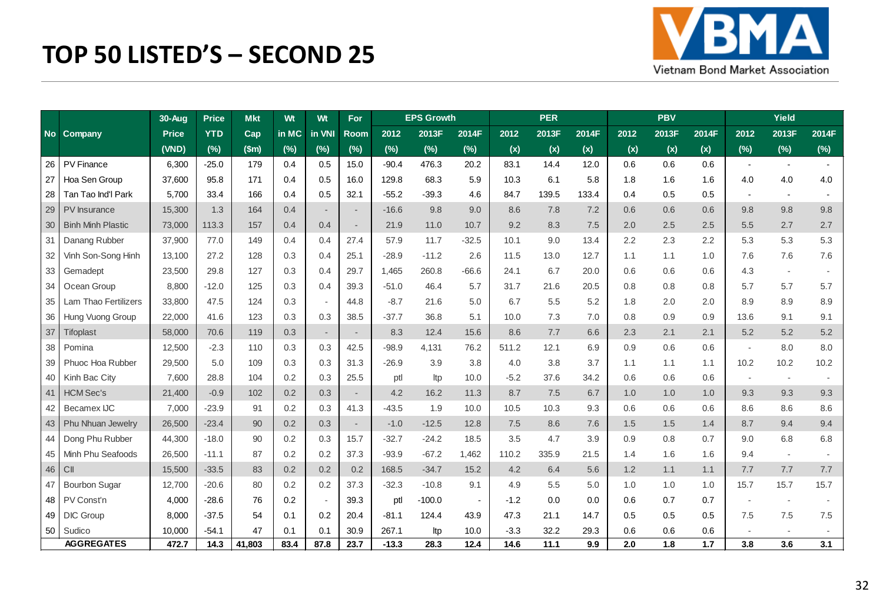# TOP 50 LISTED'S – SECOND 25

| No | Company | 30-Aug Price (VND) | Price YTD (%) | Mkt Cap ($m) | Wt in MC (%) | Wt in VNI (%) | For Room (%) | EPS Growth 2012 (%) | EPS Growth 2013F (%) | EPS Growth 2014F (%) | PER 2012 (x) | PER 2013F (x) | PER 2014F (x) | PBV 2012 (x) | PBV 2013F (x) | PBV 2014F (x) | Yield 2012 (%) | Yield 2013F (%) | Yield 2014F (%) |
|---|---|---|---|---|---|---|---|---|---|---|---|---|---|---|---|---|---|---|---|
| 26 | PV Finance | 6,300 | -25.0 | 179 | 0.4 | 0.5 | 15.0 | -90.4 | 476.3 | 20.2 | 83.1 | 14.4 | 12.0 | 0.6 | 0.6 | 0.6 | - | - | - |
| 27 | Hoa Sen Group | 37,600 | 95.8 | 171 | 0.4 | 0.5 | 16.0 | 129.8 | 68.3 | 5.9 | 10.3 | 6.1 | 5.8 | 1.8 | 1.6 | 1.6 | 4.0 | 4.0 | 4.0 |
| 28 | Tan Tao Ind'l Park | 5,700 | 33.4 | 166 | 0.4 | 0.5 | 32.1 | -55.2 | -39.3 | 4.6 | 84.7 | 139.5 | 133.4 | 0.4 | 0.5 | 0.5 | - | - | - |
| 29 | PV Insurance | 15,300 | 1.3 | 164 | 0.4 | - | - | -16.6 | 9.8 | 9.0 | 8.6 | 7.8 | 7.2 | 0.6 | 0.6 | 0.6 | 9.8 | 9.8 | 9.8 |
| 30 | Binh Minh Plastic | 73,000 | 113.3 | 157 | 0.4 | 0.4 | - | 21.9 | 11.0 | 10.7 | 9.2 | 8.3 | 7.5 | 2.0 | 2.5 | 2.5 | 5.5 | 2.7 | 2.7 |
| 31 | Danang Rubber | 37,900 | 77.0 | 149 | 0.4 | 0.4 | 27.4 | 57.9 | 11.7 | -32.5 | 10.1 | 9.0 | 13.4 | 2.2 | 2.3 | 2.2 | 5.3 | 5.3 | 5.3 |
| 32 | Vinh Son-Song Hinh | 13,100 | 27.2 | 128 | 0.3 | 0.4 | 25.1 | -28.9 | -11.2 | 2.6 | 11.5 | 13.0 | 12.7 | 1.1 | 1.1 | 1.0 | 7.6 | 7.6 | 7.6 |
| 33 | Gemadept | 23,500 | 29.8 | 127 | 0.3 | 0.4 | 29.7 | 1,465 | 260.8 | -66.6 | 24.1 | 6.7 | 20.0 | 0.6 | 0.6 | 0.6 | 4.3 | - | - |
| 34 | Ocean Group | 8,800 | -12.0 | 125 | 0.3 | 0.4 | 39.3 | -51.0 | 46.4 | 5.7 | 31.7 | 21.6 | 20.5 | 0.8 | 0.8 | 0.8 | 5.7 | 5.7 | 5.7 |
| 35 | Lam Thao Fertilizers | 33,800 | 47.5 | 124 | 0.3 | - | 44.8 | -8.7 | 21.6 | 5.0 | 6.7 | 5.5 | 5.2 | 1.8 | 2.0 | 2.0 | 8.9 | 8.9 | 8.9 |
| 36 | Hung Vuong Group | 22,000 | 41.6 | 123 | 0.3 | 0.3 | 38.5 | -37.7 | 36.8 | 5.1 | 10.0 | 7.3 | 7.0 | 0.8 | 0.9 | 0.9 | 13.6 | 9.1 | 9.1 |
| 37 | Tifoplast | 58,000 | 70.6 | 119 | 0.3 | - | - | 8.3 | 12.4 | 15.6 | 8.6 | 7.7 | 6.6 | 2.3 | 2.1 | 2.1 | 5.2 | 5.2 | 5.2 |
| 38 | Pomina | 12,500 | -2.3 | 110 | 0.3 | 0.3 | 42.5 | -98.9 | 4,131 | 76.2 | 511.2 | 12.1 | 6.9 | 0.9 | 0.6 | 0.6 | - | 8.0 | 8.0 |
| 39 | Phuoc Hoa Rubber | 29,500 | 5.0 | 109 | 0.3 | 0.3 | 31.3 | -26.9 | 3.9 | 3.8 | 4.0 | 3.8 | 3.7 | 1.1 | 1.1 | 1.1 | 10.2 | 10.2 | 10.2 |
| 40 | Kinh Bac City | 7,600 | 28.8 | 104 | 0.2 | 0.3 | 25.5 | ptl | ltp | 10.0 | -5.2 | 37.6 | 34.2 | 0.6 | 0.6 | 0.6 | - | - | - |
| 41 | HCM Sec's | 21,400 | -0.9 | 102 | 0.2 | 0.3 | - | 4.2 | 16.2 | 11.3 | 8.7 | 7.5 | 6.7 | 1.0 | 1.0 | 1.0 | 9.3 | 9.3 | 9.3 |
| 42 | Becamex IJC | 7,000 | -23.9 | 91 | 0.2 | 0.3 | 41.3 | -43.5 | 1.9 | 10.0 | 10.5 | 10.3 | 9.3 | 0.6 | 0.6 | 0.6 | 8.6 | 8.6 | 8.6 |
| 43 | Phu Nhuan Jewelry | 26,500 | -23.4 | 90 | 0.2 | 0.3 | - | -1.0 | -12.5 | 12.8 | 7.5 | 8.6 | 7.6 | 1.5 | 1.5 | 1.4 | 8.7 | 9.4 | 9.4 |
| 44 | Dong Phu Rubber | 44,300 | -18.0 | 90 | 0.2 | 0.3 | 15.7 | -32.7 | -24.2 | 18.5 | 3.5 | 4.7 | 3.9 | 0.9 | 0.8 | 0.7 | 9.0 | 6.8 | 6.8 |
| 45 | Minh Phu Seafoods | 26,500 | -11.1 | 87 | 0.2 | 0.2 | 37.3 | -93.9 | -67.2 | 1,462 | 110.2 | 335.9 | 21.5 | 1.4 | 1.6 | 1.6 | 9.4 | - | - |
| 46 | CII | 15,500 | -33.5 | 83 | 0.2 | 0.2 | 0.2 | 168.5 | -34.7 | 15.2 | 4.2 | 6.4 | 5.6 | 1.2 | 1.1 | 1.1 | 7.7 | 7.7 | 7.7 |
| 47 | Bourbon Sugar | 12,700 | -20.6 | 80 | 0.2 | 0.2 | 37.3 | -32.3 | -10.8 | 9.1 | 4.9 | 5.5 | 5.0 | 1.0 | 1.0 | 1.0 | 15.7 | 15.7 | 15.7 |
| 48 | PV Const'n | 4,000 | -28.6 | 76 | 0.2 | - | 39.3 | ptl | -100.0 | - | -1.2 | 0.0 | 0.0 | 0.6 | 0.7 | 0.7 | - | - | - |
| 49 | DIC Group | 8,000 | -37.5 | 54 | 0.1 | 0.2 | 20.4 | -81.1 | 124.4 | 43.9 | 47.3 | 21.1 | 14.7 | 0.5 | 0.5 | 0.5 | 7.5 | 7.5 | 7.5 |
| 50 | Sudico | 10,000 | -54.1 | 47 | 0.1 | 0.1 | 30.9 | 267.1 | ltp | 10.0 | -3.3 | 32.2 | 29.3 | 0.6 | 0.6 | 0.6 | - | - | - |
| | **AGGREGATES** | **472.7** | **14.3** | **41,803** | **83.4** | **87.8** | **23.7** | **-13.3** | **28.3** | **12.4** | **14.6** | **11.1** | **9.9** | **2.0** | **1.8** | **1.7** | **3.8** | **3.6** | **3.1** |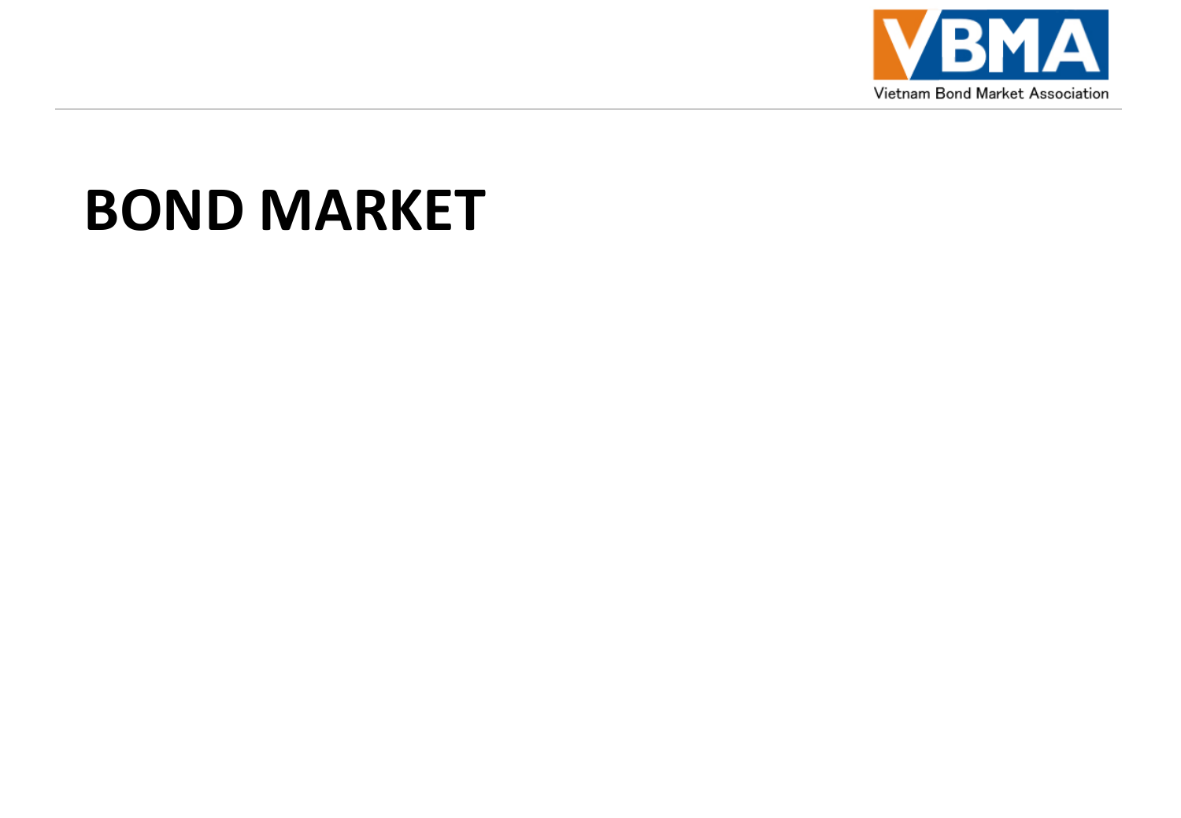# BOND MARKET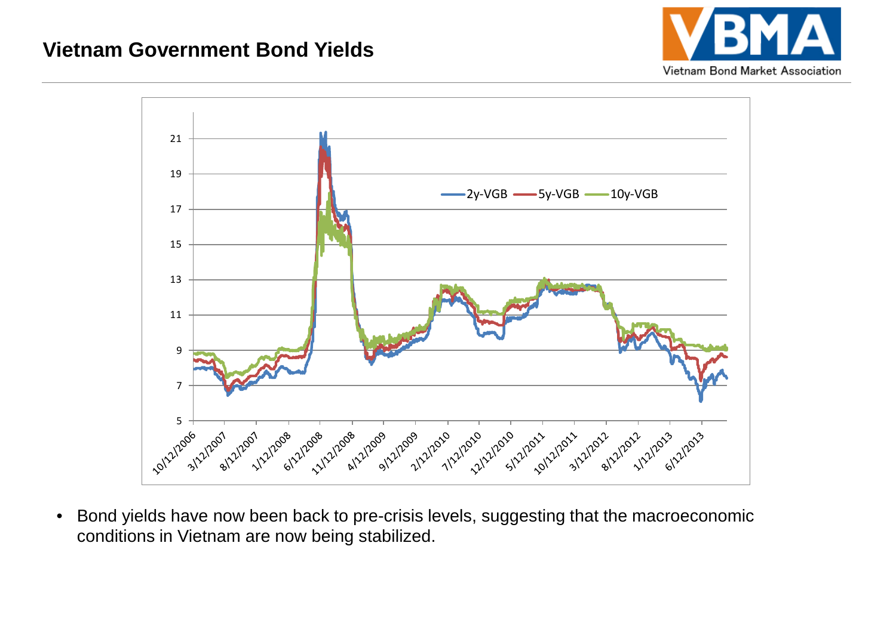## Vietnam Government Bond Yields

- Bond yields have now been back to pre-crisis levels, suggesting that the macroeconomic conditions in Vietnam are now being stabilized.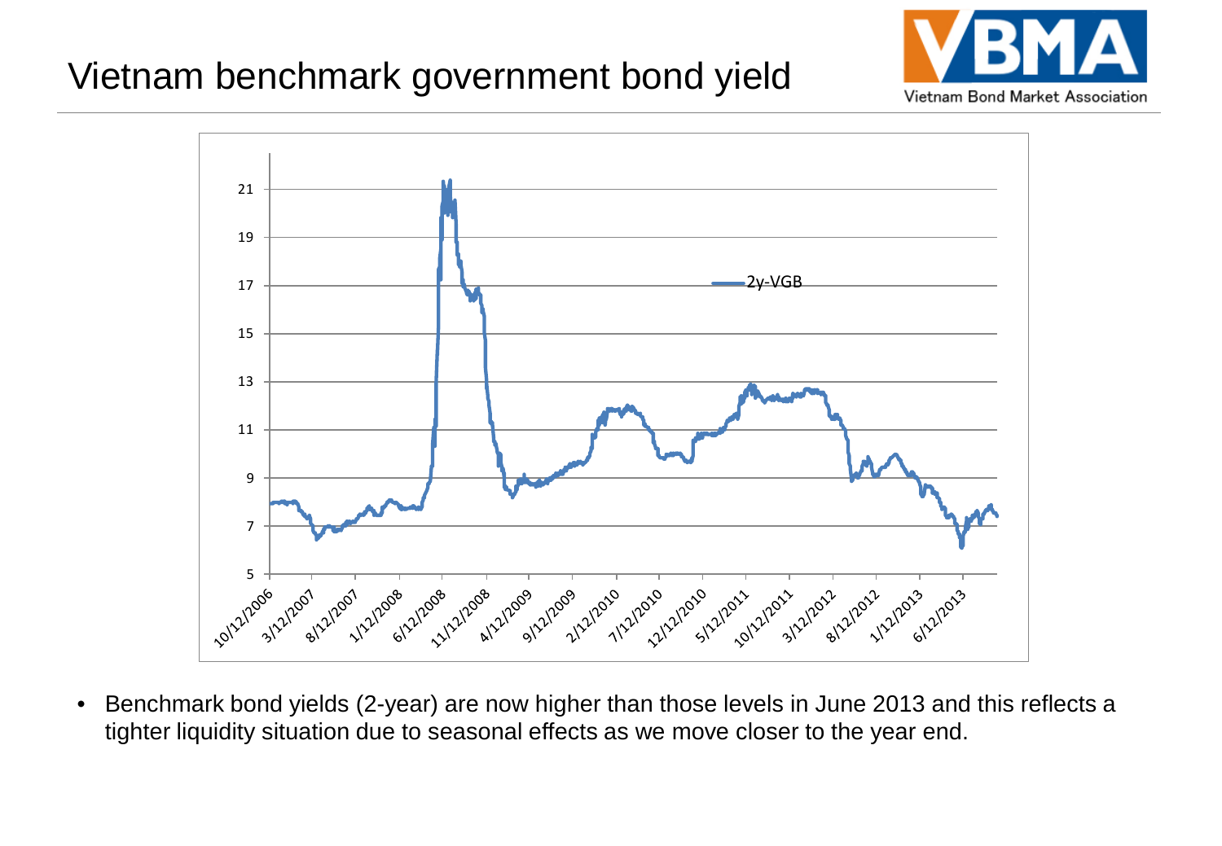# Vietnam benchmark government bond yield

- Benchmark bond yields (2-year) are now higher than those levels in June 2013 and this reflects a tighter liquidity situation due to seasonal effects as we move closer to the year end.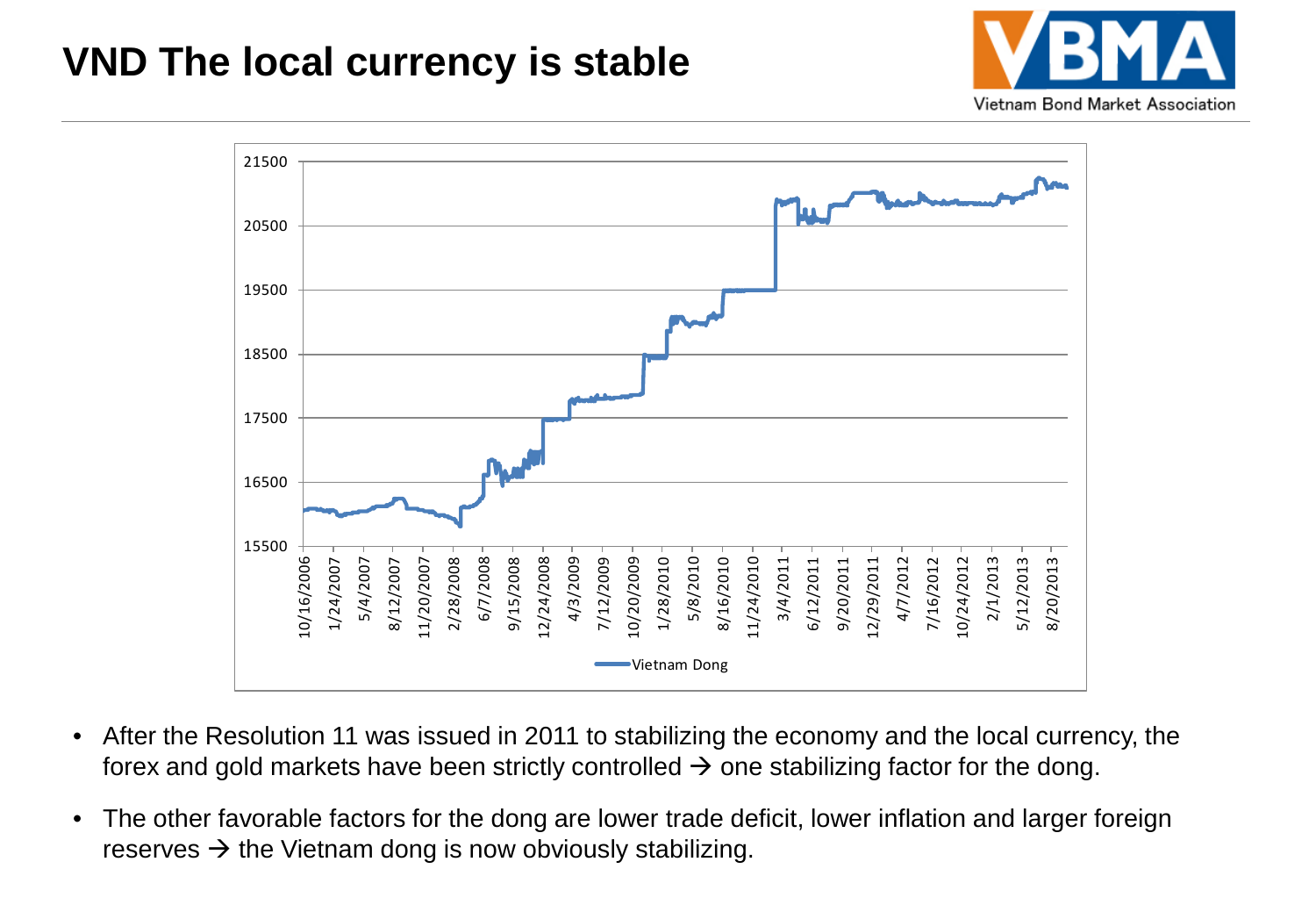# VND The local currency is stable

- After the Resolution 11 was issued in 2011 to stabilizing the economy and the local currency, the forex and gold markets have been strictly controlled → one stabilizing factor for the dong.
- The other favorable factors for the dong are lower trade deficit, lower inflation and larger foreign reserves → the Vietnam dong is now obviously stabilizing.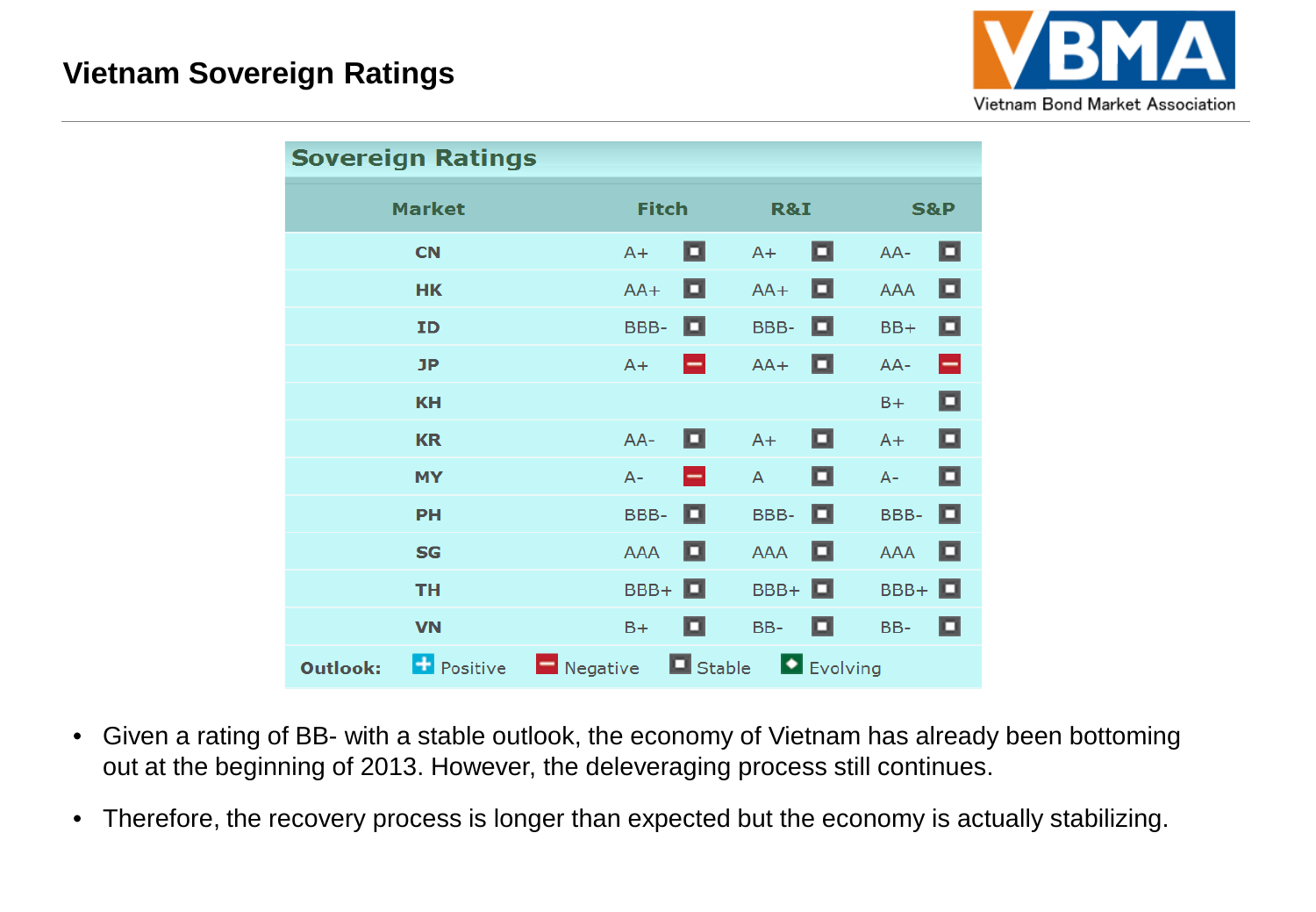# Vietnam Sovereign Ratings

**Sovereign Ratings**

| Market | Fitch | | R&I | | S&P | |
|---|---|---|---|---|---|---|
| CN | A+ | Stable | A+ | Stable | AA- | Stable |
| HK | AA+ | Stable | AA+ | Stable | AAA | Stable |
| ID | BBB- | Stable | BBB- | Stable | BB+ | Stable |
| JP | A+ | Negative | AA+ | Stable | AA- | Negative |
| KH | | | | | B+ | Stable |
| KR | AA- | Stable | A+ | Stable | A+ | Stable |
| MY | A- | Negative | A | Stable | A- | Stable |
| PH | BBB- | Stable | BBB- | Stable | BBB- | Stable |
| SG | AAA | Stable | AAA | Stable | AAA | Stable |
| TH | BBB+ | Stable | BBB+ | Stable | BBB+ | Stable |
| VN | B+ | Stable | BB- | Stable | BB- | Stable |

**Outlook:** Positive, Negative, Stable, Evolving

- Given a rating of BB- with a stable outlook, the economy of Vietnam has already been bottoming out at the beginning of 2013. However, the deleveraging process still continues.
- Therefore, the recovery process is longer than expected but the economy is actually stabilizing.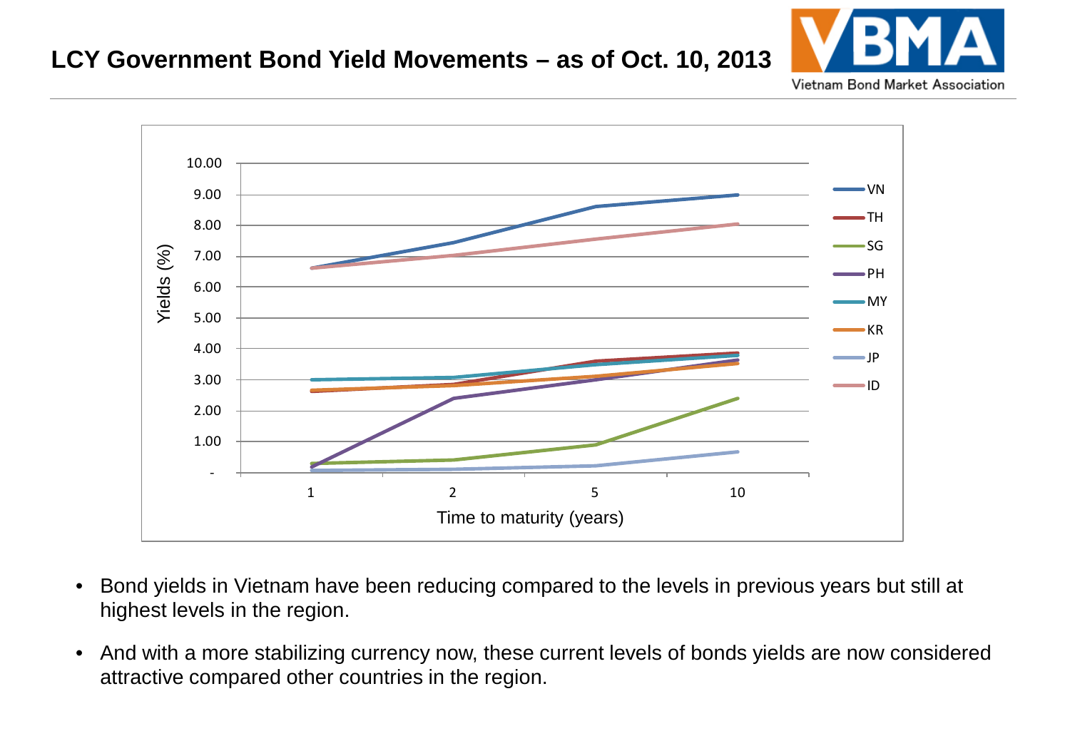## LCY Government Bond Yield Movements – as of Oct. 10, 2013

- Bond yields in Vietnam have been reducing compared to the levels in previous years but still at highest levels in the region.
- And with a more stabilizing currency now, these current levels of bonds yields are now considered attractive compared other countries in the region.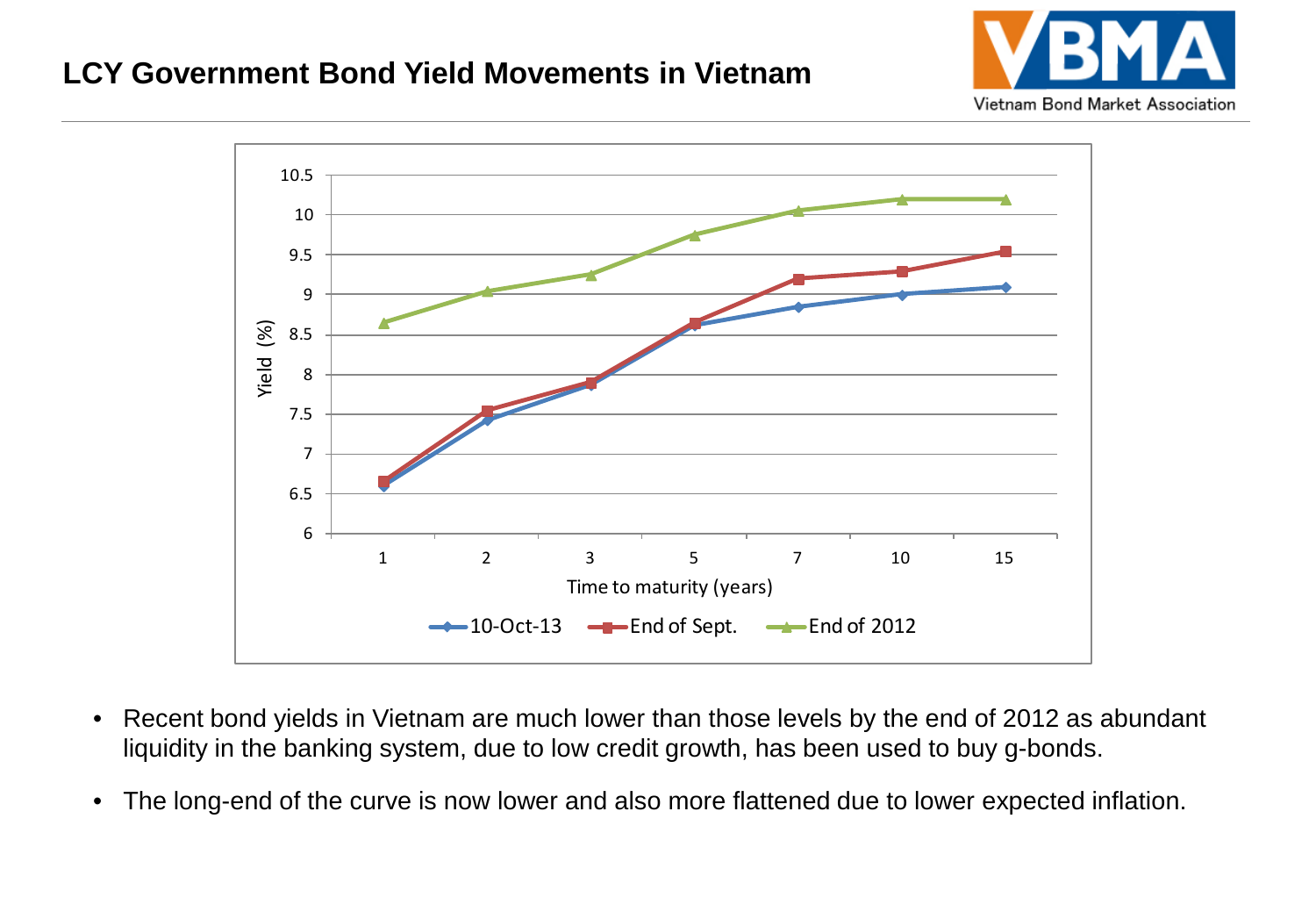## LCY Government Bond Yield Movements in Vietnam

- Recent bond yields in Vietnam are much lower than those levels by the end of 2012 as abundant liquidity in the banking system, due to low credit growth, has been used to buy g-bonds.
- The long-end of the curve is now lower and also more flattened due to lower expected inflation.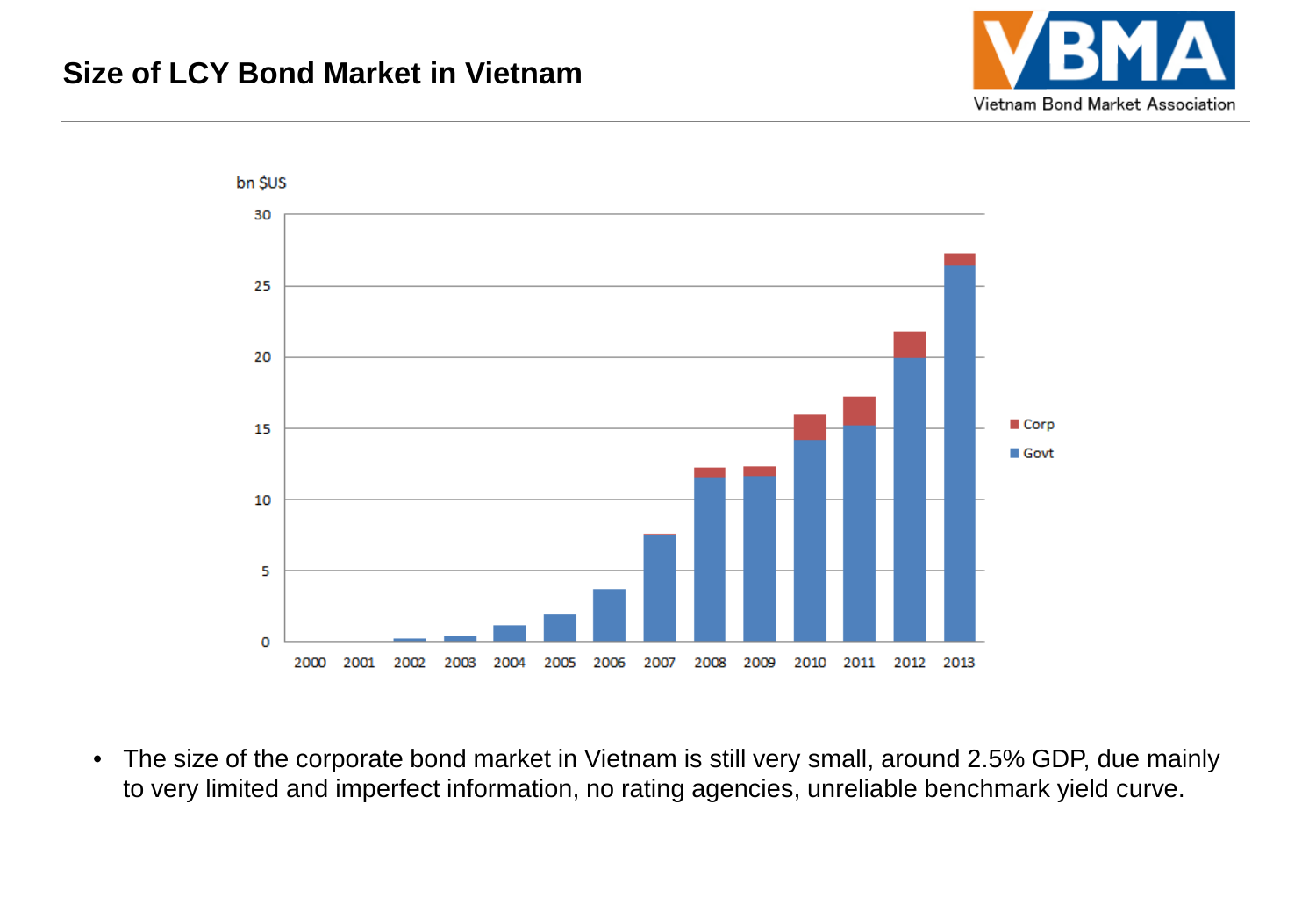## Size of LCY Bond Market in Vietnam

bn $US

- The size of the corporate bond market in Vietnam is still very small, around 2.5% GDP, due mainly to very limited and imperfect information, no rating agencies, unreliable benchmark yield curve.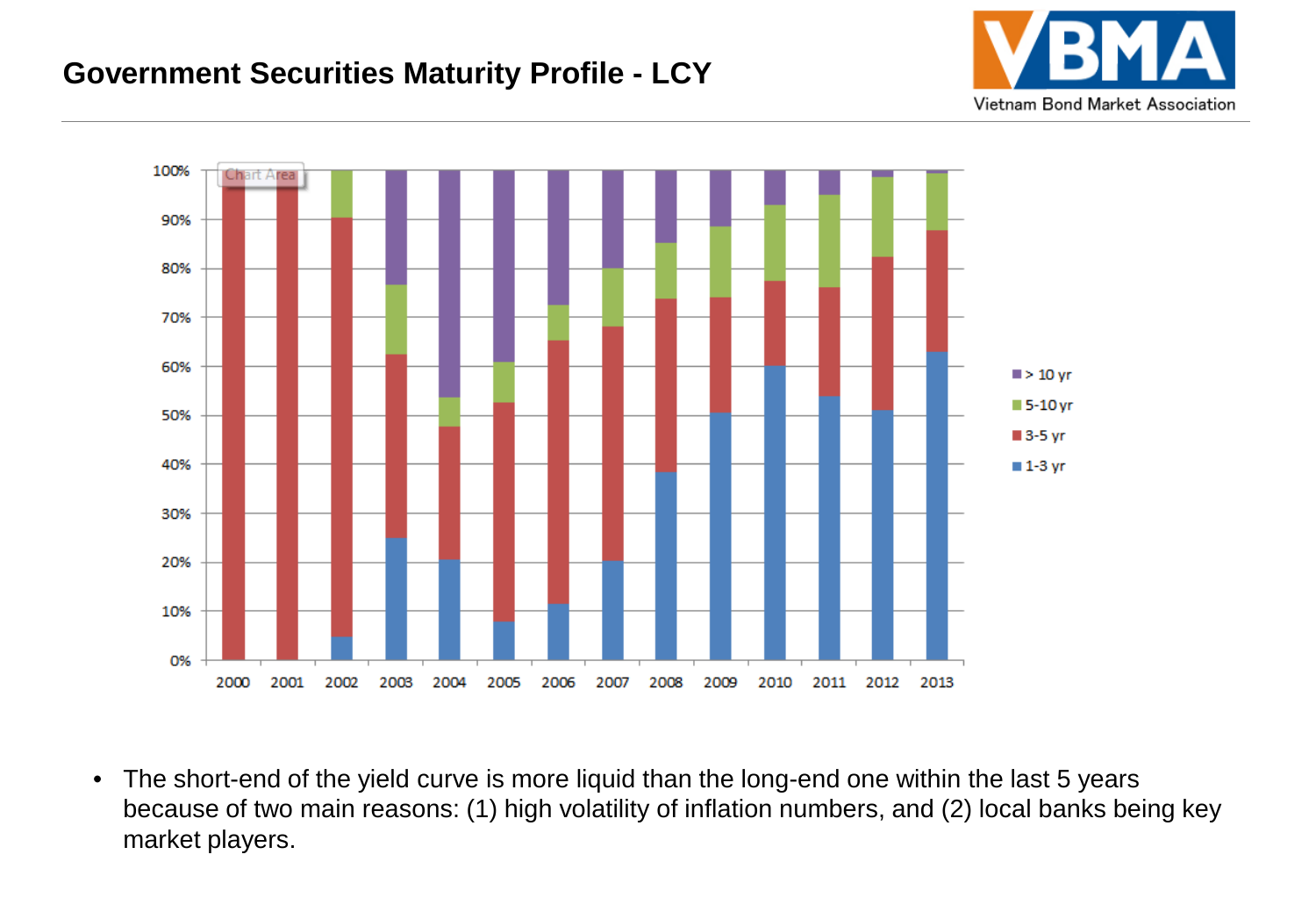## Government Securities Maturity Profile - LCY

- The short-end of the yield curve is more liquid than the long-end one within the last 5 years because of two main reasons: (1) high volatility of inflation numbers, and (2) local banks being key market players.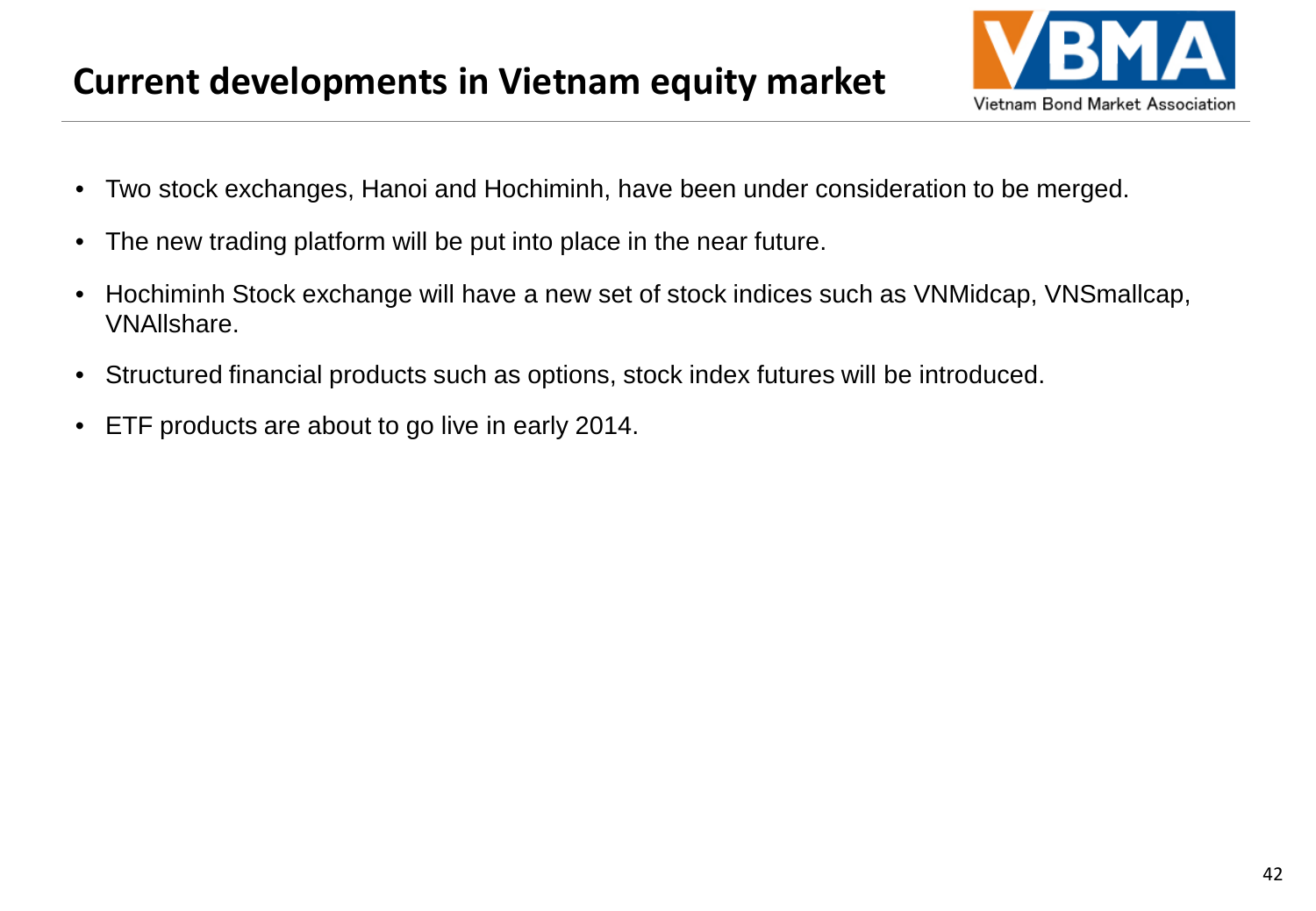# Current developments in Vietnam equity market

- Two stock exchanges, Hanoi and Hochiminh, have been under consideration to be merged.
- The new trading platform will be put into place in the near future.
- Hochiminh Stock exchange will have a new set of stock indices such as VNMidcap, VNSmallcap, VNAllshare.
- Structured financial products such as options, stock index futures will be introduced.
- ETF products are about to go live in early 2014.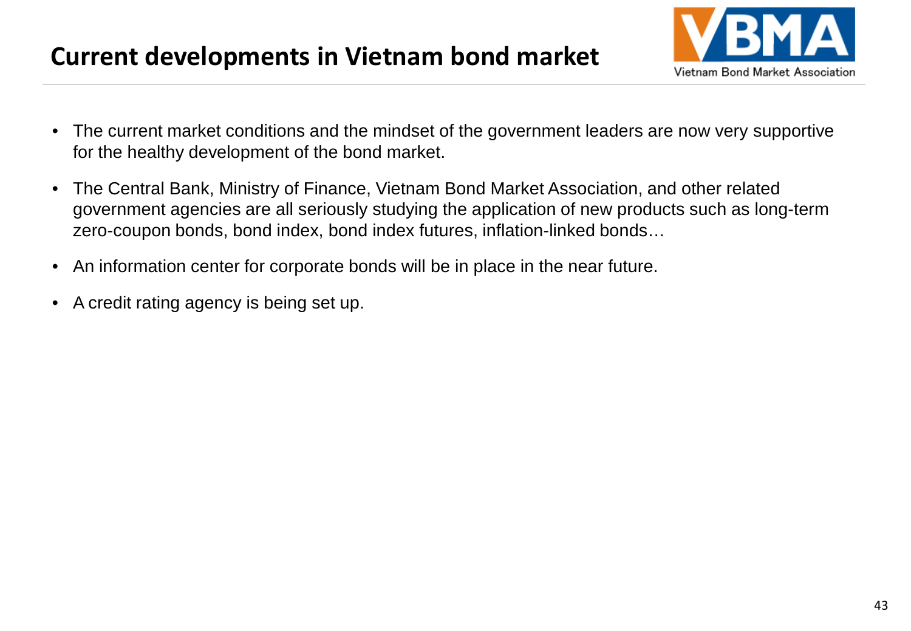# Current developments in Vietnam bond market

- The current market conditions and the mindset of the government leaders are now very supportive for the healthy development of the bond market.
- The Central Bank, Ministry of Finance, Vietnam Bond Market Association, and other related government agencies are all seriously studying the application of new products such as long-term zero-coupon bonds, bond index, bond index futures, inflation-linked bonds…
- An information center for corporate bonds will be in place in the near future.
- A credit rating agency is being set up.